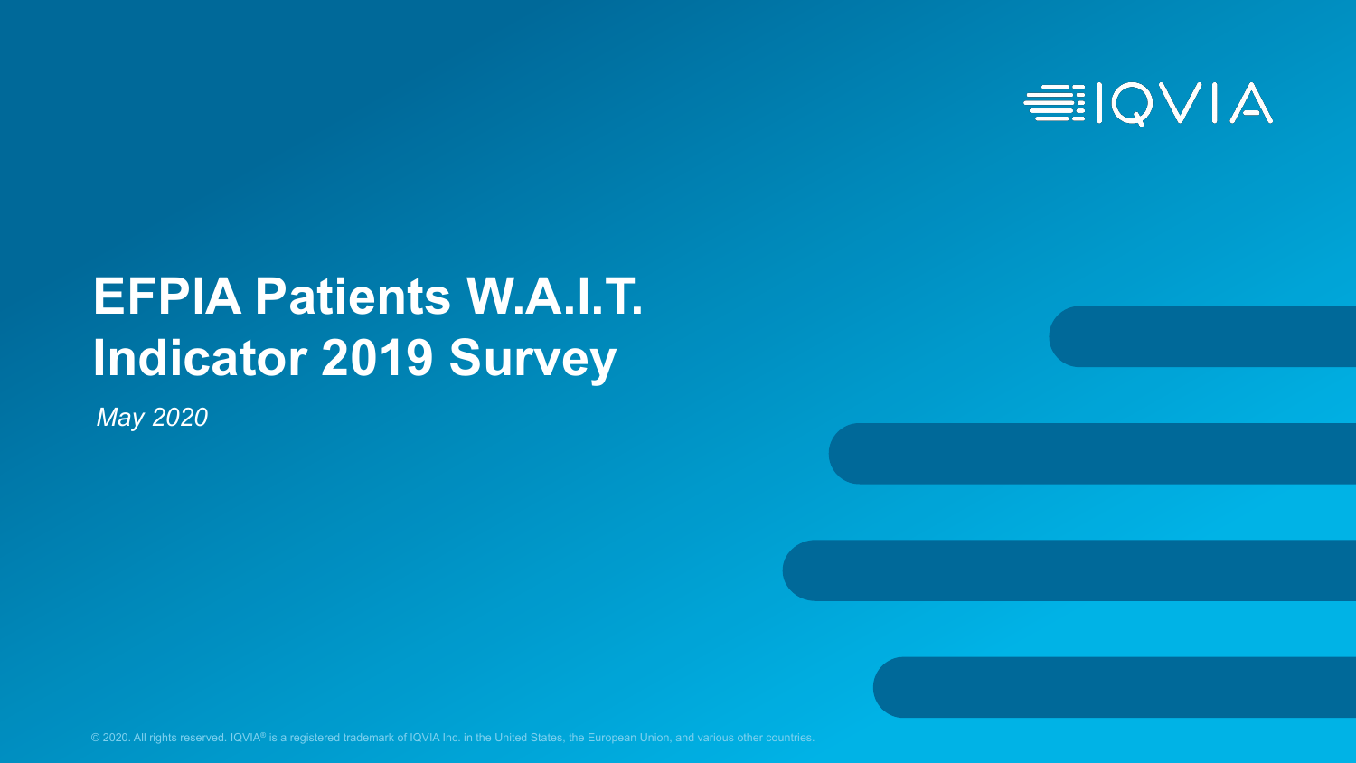IQVIA

# EFPIA Patients W.A.I.T. Indicator 2019 Survey

*May 2020*

© 2020. All rights reserved. IQVIA® is a registered trademark of IQVIA Inc. in the United States, the European Union, and various other countries.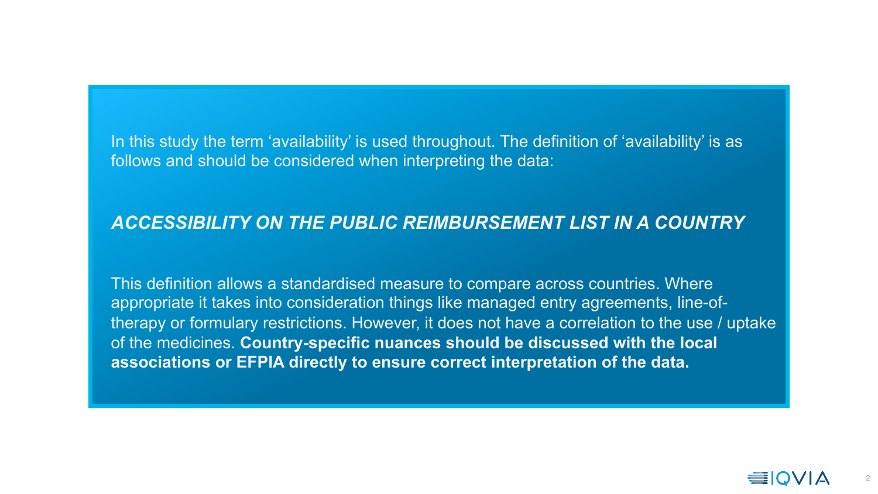In this study the term ‘availability’ is used throughout. The definition of ‘availability’ is as follows and should be considered when interpreting the data:

***ACCESSIBILITY ON THE PUBLIC REIMBURSEMENT LIST IN A COUNTRY***

This definition allows a standardised measure to compare across countries. Where appropriate it takes into consideration things like managed entry agreements, line-of-therapy or formulary restrictions. However, it does not have a correlation to the use / uptake of the medicines. **Country-specific nuances should be discussed with the local associations or EFPIA directly to ensure correct interpretation of the data.**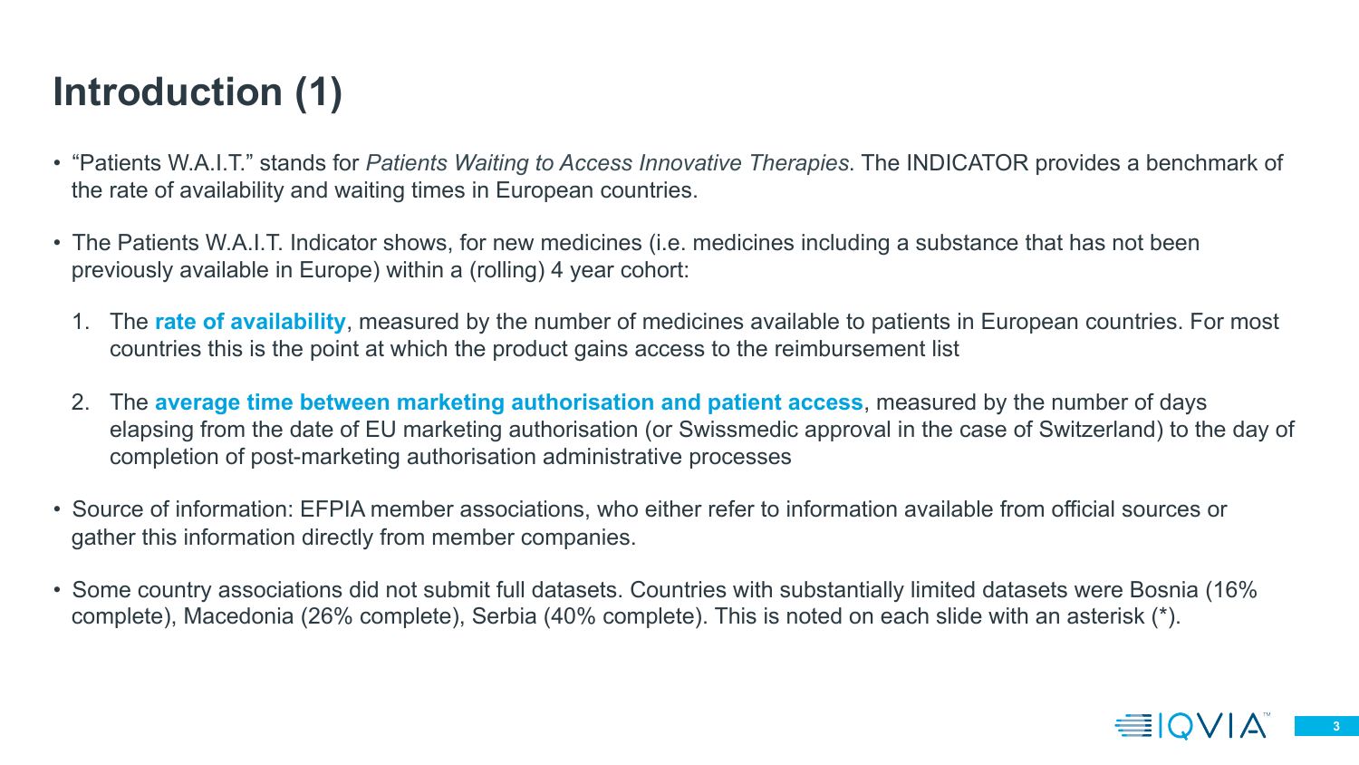# Introduction (1)

- "Patients W.A.I.T." stands for *Patients Waiting to Access Innovative Therapies*. The INDICATOR provides a benchmark of the rate of availability and waiting times in European countries.
- The Patients W.A.I.T. Indicator shows, for new medicines (i.e. medicines including a substance that has not been previously available in Europe) within a (rolling) 4 year cohort:
  1. The **rate of availability**, measured by the number of medicines available to patients in European countries. For most countries this is the point at which the product gains access to the reimbursement list
  2. The **average time between marketing authorisation and patient access**, measured by the number of days elapsing from the date of EU marketing authorisation (or Swissmedic approval in the case of Switzerland) to the day of completion of post-marketing authorisation administrative processes
- Source of information: EFPIA member associations, who either refer to information available from official sources or gather this information directly from member companies.
- Some country associations did not submit full datasets. Countries with substantially limited datasets were Bosnia (16% complete), Macedonia (26% complete), Serbia (40% complete). This is noted on each slide with an asterisk (*).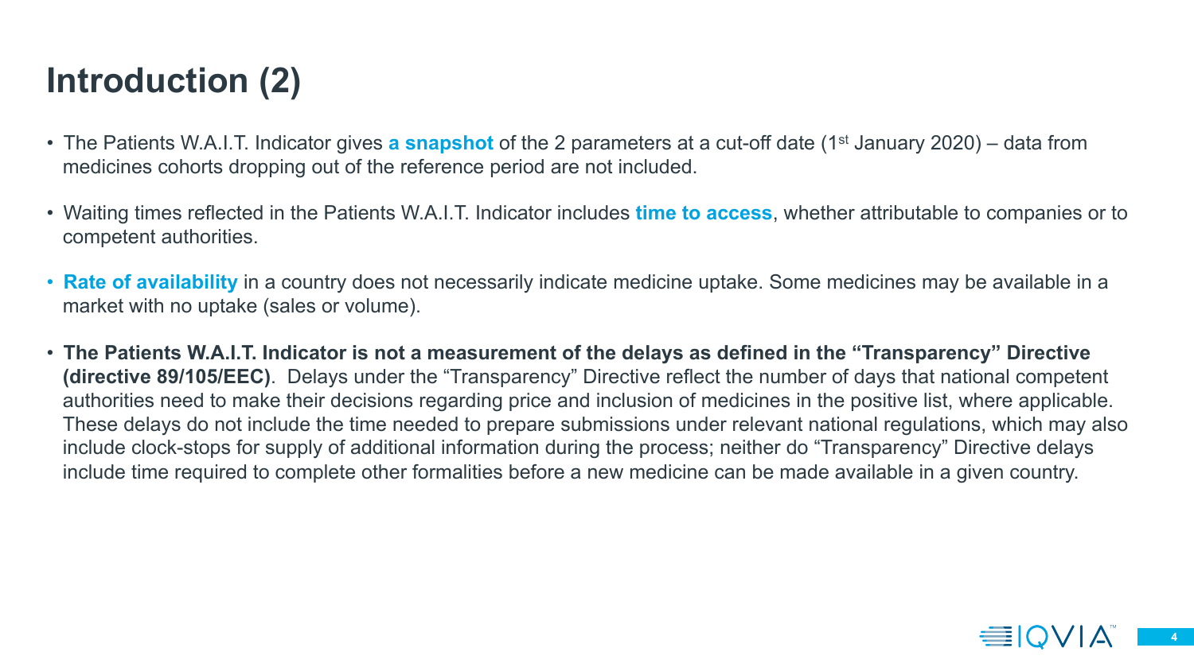# Introduction (2)

- The Patients W.A.I.T. Indicator gives **a snapshot** of the 2 parameters at a cut-off date (1$^{st}$ January 2020) – data from medicines cohorts dropping out of the reference period are not included.

- Waiting times reflected in the Patients W.A.I.T. Indicator includes **time to access**, whether attributable to companies or to competent authorities.

- **Rate of availability** in a country does not necessarily indicate medicine uptake. Some medicines may be available in a market with no uptake (sales or volume).

- **The Patients W.A.I.T. Indicator is not a measurement of the delays as defined in the "Transparency" Directive (directive 89/105/EEC)**. Delays under the "Transparency" Directive reflect the number of days that national competent authorities need to make their decisions regarding price and inclusion of medicines in the positive list, where applicable. These delays do not include the time needed to prepare submissions under relevant national regulations, which may also include clock-stops for supply of additional information during the process; neither do "Transparency" Directive delays include time required to complete other formalities before a new medicine can be made available in a given country.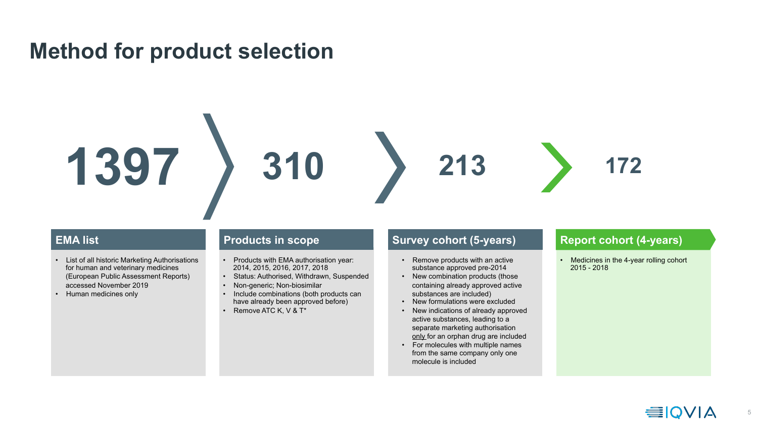# Method for product selection

## 1397 › 310 › 213 › 172

### EMA list (1397)

- List of all historic Marketing Authorisations for human and veterinary medicines (European Public Assessment Reports) accessed November 2019
- Human medicines only

### Products in scope (310)

- Products with EMA authorisation year: 2014, 2015, 2016, 2017, 2018
- Status: Authorised, Withdrawn, Suspended
- Non-generic; Non-biosimilar
- Include combinations (both products can have already been approved before)
- Remove ATC K, V & T*

### Survey cohort (5-years) (213)

- Remove products with an active substance approved pre-2014
- New combination products (those containing already approved active substances are included)
- New formulations were excluded
- New indications of already approved active substances, leading to a separate marketing authorisation only for an orphan drug are included
- For molecules with multiple names from the same company only one molecule is included

### Report cohort (4-years) (172)

- Medicines in the 4-year rolling cohort 2015 - 2018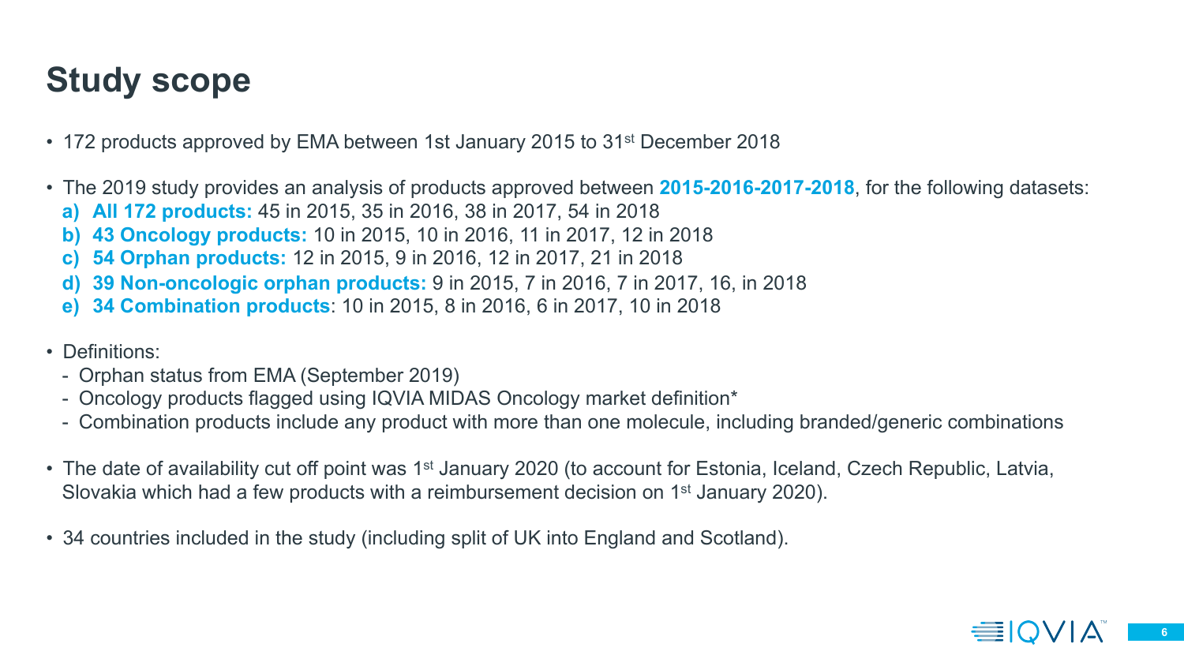# Study scope

- 172 products approved by EMA between 1st January 2015 to 31st December 2018
- The 2019 study provides an analysis of products approved between **2015-2016-2017-2018**, for the following datasets:
  a) **All 172 products:** 45 in 2015, 35 in 2016, 38 in 2017, 54 in 2018
  b) **43 Oncology products:** 10 in 2015, 10 in 2016, 11 in 2017, 12 in 2018
  c) **54 Orphan products:** 12 in 2015, 9 in 2016, 12 in 2017, 21 in 2018
  d) **39 Non-oncologic orphan products:** 9 in 2015, 7 in 2016, 7 in 2017, 16, in 2018
  e) **34 Combination products**: 10 in 2015, 8 in 2016, 6 in 2017, 10 in 2018
- Definitions:
  - Orphan status from EMA (September 2019)
  - Oncology products flagged using IQVIA MIDAS Oncology market definition*
  - Combination products include any product with more than one molecule, including branded/generic combinations
- The date of availability cut off point was 1st January 2020 (to account for Estonia, Iceland, Czech Republic, Latvia, Slovakia which had a few products with a reimbursement decision on 1st January 2020).
- 34 countries included in the study (including split of UK into England and Scotland).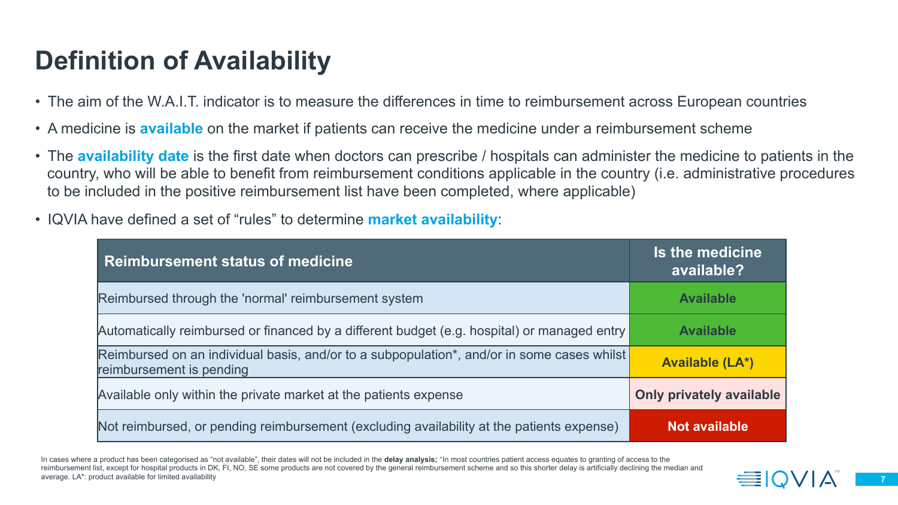# Definition of Availability

- The aim of the W.A.I.T. indicator is to measure the differences in time to reimbursement across European countries
- A medicine is **available** on the market if patients can receive the medicine under a reimbursement scheme
- The **availability date** is the first date when doctors can prescribe / hospitals can administer the medicine to patients in the country, who will be able to benefit from reimbursement conditions applicable in the country (i.e. administrative procedures to be included in the positive reimbursement list have been completed, where applicable)
- IQVIA have defined a set of "rules" to determine **market availability**:

| Reimbursement status of medicine | Is the medicine available? |
|---|---|
| Reimbursed through the 'normal' reimbursement system | Available |
| Automatically reimbursed or financed by a different budget (e.g. hospital) or managed entry | Available |
| Reimbursed on an individual basis, and/or to a subpopulation*, and/or in some cases whilst reimbursement is pending | Available (LA*) |
| Available only within the private market at the patients expense | Only privately available |
| Not reimbursed, or pending reimbursement (excluding availability at the patients expense) | Not available |

In cases where a product has been categorised as "not available", their dates will not be included in the **delay analysis**; *In most countries patient access equates to granting of access to the reimbursement list, except for hospital products in DK, FI, NO, SE some products are not covered by the general reimbursement scheme and so this shorter delay is artificially declining the median and average. LA*: product available for limited availability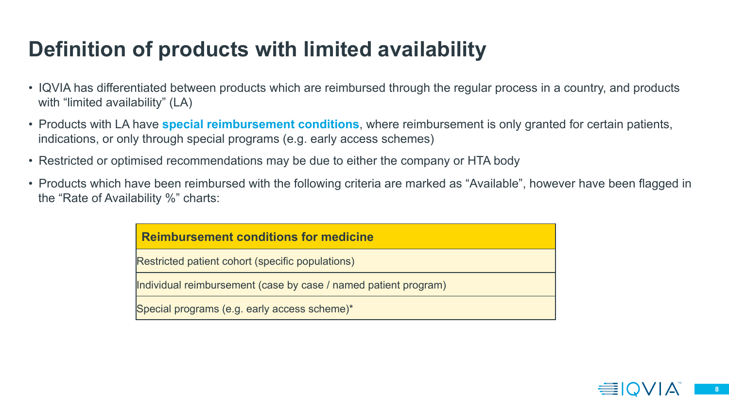# Definition of products with limited availability

- IQVIA has differentiated between products which are reimbursed through the regular process in a country, and products with “limited availability” (LA)
- Products with LA have **special reimbursement conditions**, where reimbursement is only granted for certain patients, indications, or only through special programs (e.g. early access schemes)
- Restricted or optimised recommendations may be due to either the company or HTA body
- Products which have been reimbursed with the following criteria are marked as “Available”, however have been flagged in the “Rate of Availability %” charts:

| Reimbursement conditions for medicine |
|---|
| Restricted patient cohort (specific populations) |
| Individual reimbursement (case by case / named patient program) |
| Special programs (e.g. early access scheme)* |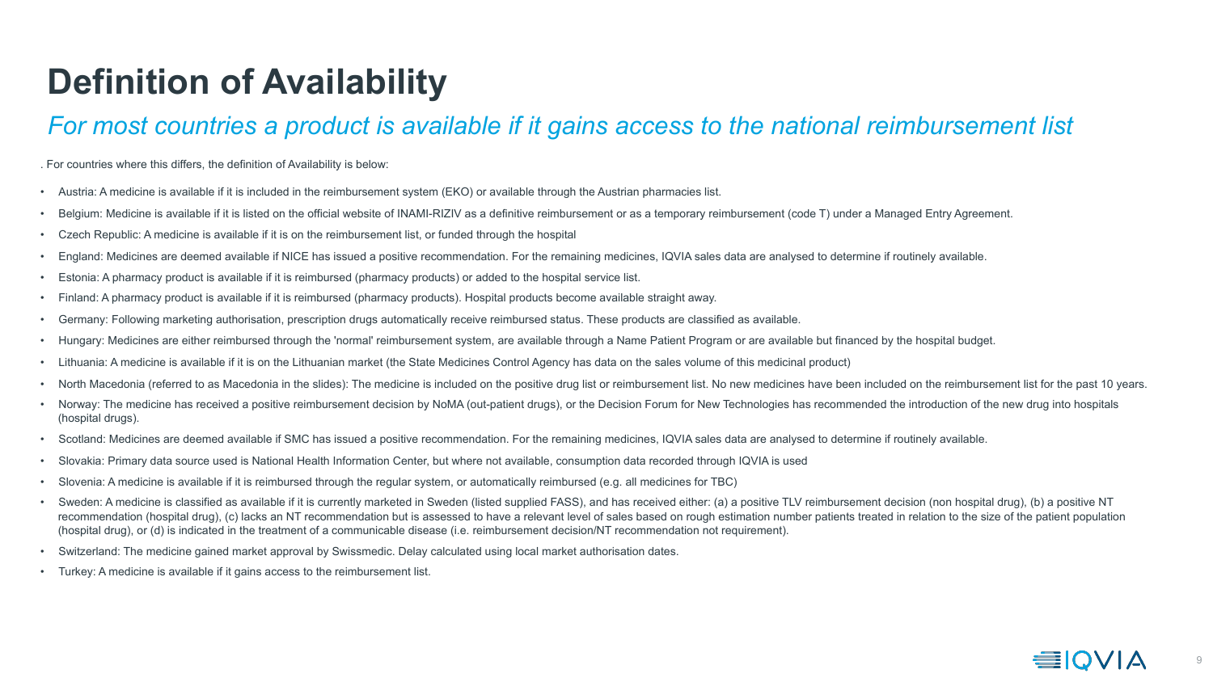# Definition of Availability

## *For most countries a product is available if it gains access to the national reimbursement list*

. For countries where this differs, the definition of Availability is below:

- Austria: A medicine is available if it is included in the reimbursement system (EKO) or available through the Austrian pharmacies list.
- Belgium: Medicine is available if it is listed on the official website of INAMI-RIZIV as a definitive reimbursement or as a temporary reimbursement (code T) under a Managed Entry Agreement.
- Czech Republic: A medicine is available if it is on the reimbursement list, or funded through the hospital
- England: Medicines are deemed available if NICE has issued a positive recommendation. For the remaining medicines, IQVIA sales data are analysed to determine if routinely available.
- Estonia: A pharmacy product is available if it is reimbursed (pharmacy products) or added to the hospital service list.
- Finland: A pharmacy product is available if it is reimbursed (pharmacy products). Hospital products become available straight away.
- Germany: Following marketing authorisation, prescription drugs automatically receive reimbursed status. These products are classified as available.
- Hungary: Medicines are either reimbursed through the 'normal' reimbursement system, are available through a Name Patient Program or are available but financed by the hospital budget.
- Lithuania: A medicine is available if it is on the Lithuanian market (the State Medicines Control Agency has data on the sales volume of this medicinal product)
- North Macedonia (referred to as Macedonia in the slides): The medicine is included on the positive drug list or reimbursement list. No new medicines have been included on the reimbursement list for the past 10 years.
- Norway: The medicine has received a positive reimbursement decision by NoMA (out-patient drugs), or the Decision Forum for New Technologies has recommended the introduction of the new drug into hospitals (hospital drugs).
- Scotland: Medicines are deemed available if SMC has issued a positive recommendation. For the remaining medicines, IQVIA sales data are analysed to determine if routinely available.
- Slovakia: Primary data source used is National Health Information Center, but where not available, consumption data recorded through IQVIA is used
- Slovenia: A medicine is available if it is reimbursed through the regular system, or automatically reimbursed (e.g. all medicines for TBC)
- Sweden: A medicine is classified as available if it is currently marketed in Sweden (listed supplied FASS), and has received either: (a) a positive TLV reimbursement decision (non hospital drug), (b) a positive NT recommendation (hospital drug), (c) lacks an NT recommendation but is assessed to have a relevant level of sales based on rough estimation number patients treated in relation to the size of the patient population (hospital drug), or (d) is indicated in the treatment of a communicable disease (i.e. reimbursement decision/NT recommendation not requirement).
- Switzerland: The medicine gained market approval by Swissmedic. Delay calculated using local market authorisation dates.
- Turkey: A medicine is available if it gains access to the reimbursement list.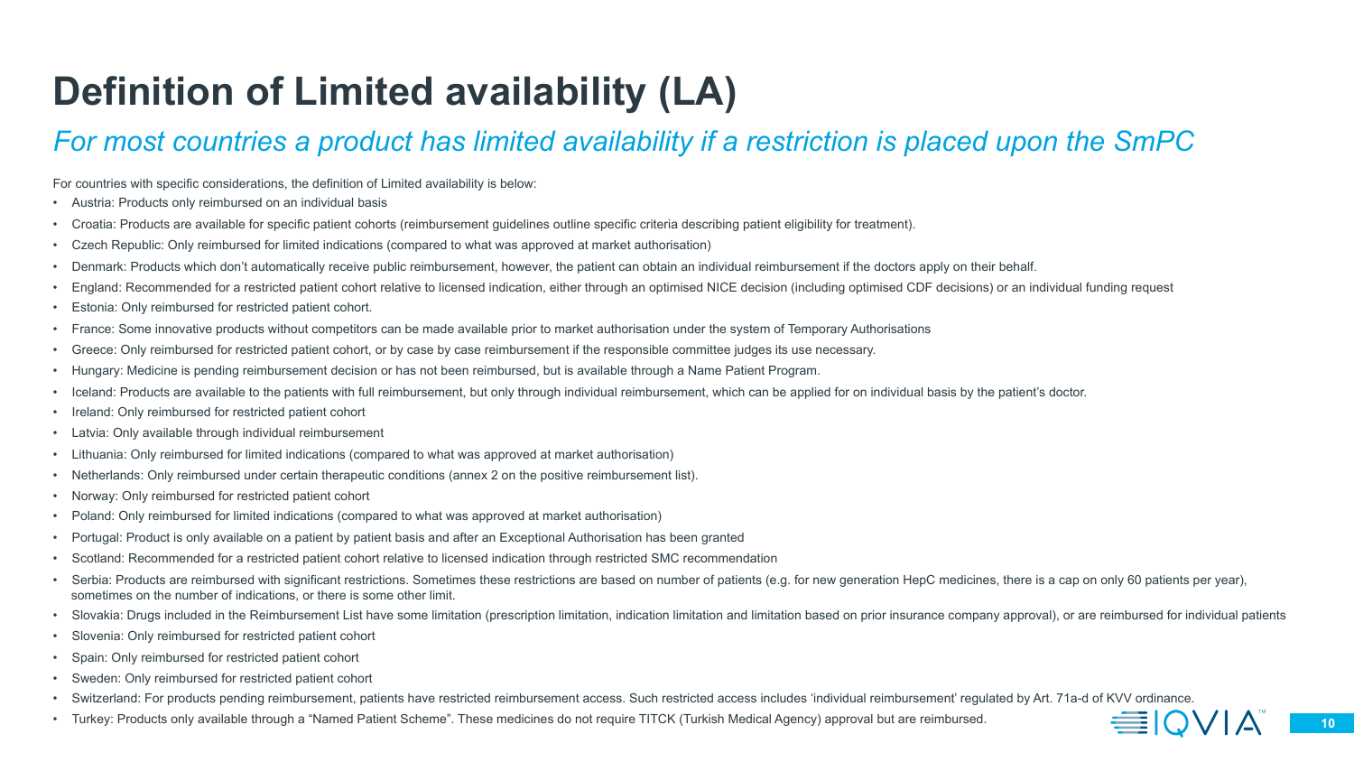# Definition of Limited availability (LA)

*For most countries a product has limited availability if a restriction is placed upon the SmPC*

For countries with specific considerations, the definition of Limited availability is below:

- Austria: Products only reimbursed on an individual basis
- Croatia: Products are available for specific patient cohorts (reimbursement guidelines outline specific criteria describing patient eligibility for treatment).
- Czech Republic: Only reimbursed for limited indications (compared to what was approved at market authorisation)
- Denmark: Products which don't automatically receive public reimbursement, however, the patient can obtain an individual reimbursement if the doctors apply on their behalf.
- England: Recommended for a restricted patient cohort relative to licensed indication, either through an optimised NICE decision (including optimised CDF decisions) or an individual funding request
- Estonia: Only reimbursed for restricted patient cohort.
- France: Some innovative products without competitors can be made available prior to market authorisation under the system of Temporary Authorisations
- Greece: Only reimbursed for restricted patient cohort, or by case by case reimbursement if the responsible committee judges its use necessary.
- Hungary: Medicine is pending reimbursement decision or has not been reimbursed, but is available through a Name Patient Program.
- Iceland: Products are available to the patients with full reimbursement, but only through individual reimbursement, which can be applied for on individual basis by the patient's doctor.
- Ireland: Only reimbursed for restricted patient cohort
- Latvia: Only available through individual reimbursement
- Lithuania: Only reimbursed for limited indications (compared to what was approved at market authorisation)
- Netherlands: Only reimbursed under certain therapeutic conditions (annex 2 on the positive reimbursement list).
- Norway: Only reimbursed for restricted patient cohort
- Poland: Only reimbursed for limited indications (compared to what was approved at market authorisation)
- Portugal: Product is only available on a patient by patient basis and after an Exceptional Authorisation has been granted
- Scotland: Recommended for a restricted patient cohort relative to licensed indication through restricted SMC recommendation
- Serbia: Products are reimbursed with significant restrictions. Sometimes these restrictions are based on number of patients (e.g. for new generation HepC medicines, there is a cap on only 60 patients per year), sometimes on the number of indications, or there is some other limit.
- Slovakia: Drugs included in the Reimbursement List have some limitation (prescription limitation, indication limitation and limitation based on prior insurance company approval), or are reimbursed for individual patients
- Slovenia: Only reimbursed for restricted patient cohort
- Spain: Only reimbursed for restricted patient cohort
- Sweden: Only reimbursed for restricted patient cohort
- Switzerland: For products pending reimbursement, patients have restricted reimbursement access. Such restricted access includes 'individual reimbursement' regulated by Art. 71a-d of KVV ordinance.
- Turkey: Products only available through a "Named Patient Scheme". These medicines do not require TITCK (Turkish Medical Agency) approval but are reimbursed.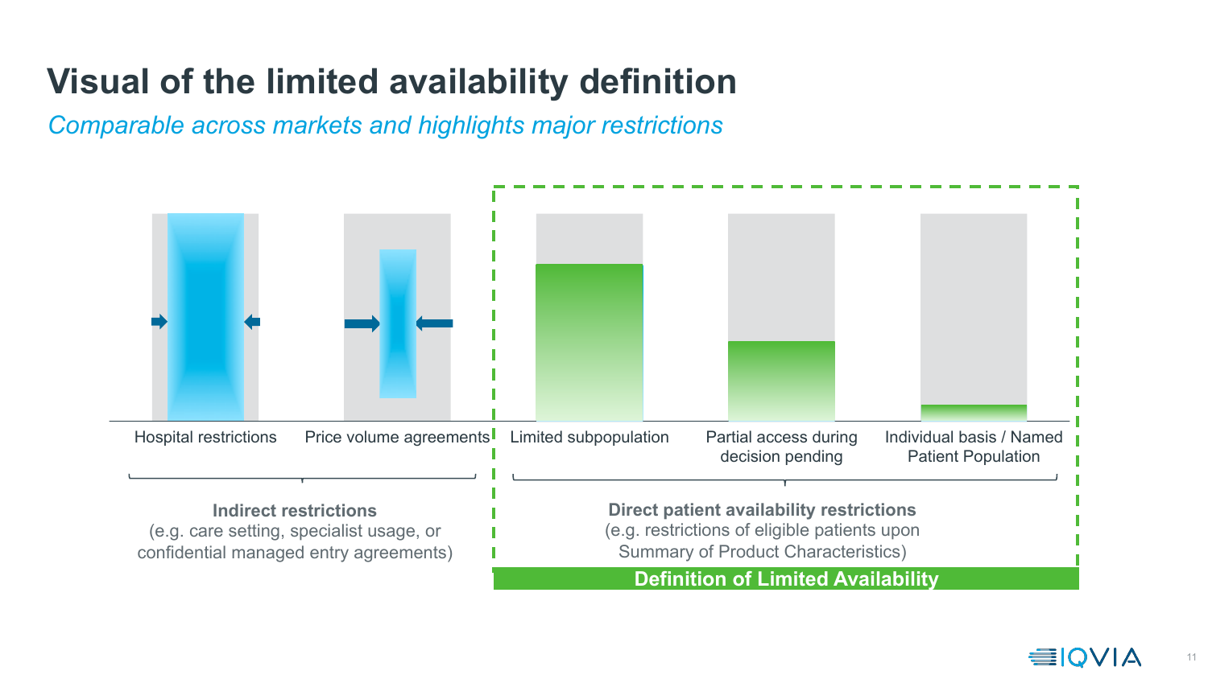# Visual of the limited availability definition

*Comparable across markets and highlights major restrictions*

Hospital restrictions

Price volume agreements

Limited subpopulation

Partial access during decision pending

Individual basis / Named Patient Population

**Indirect restrictions**
(e.g. care setting, specialist usage, or confidential managed entry agreements)

**Direct patient availability restrictions**
(e.g. restrictions of eligible patients upon Summary of Product Characteristics)

**Definition of Limited Availability**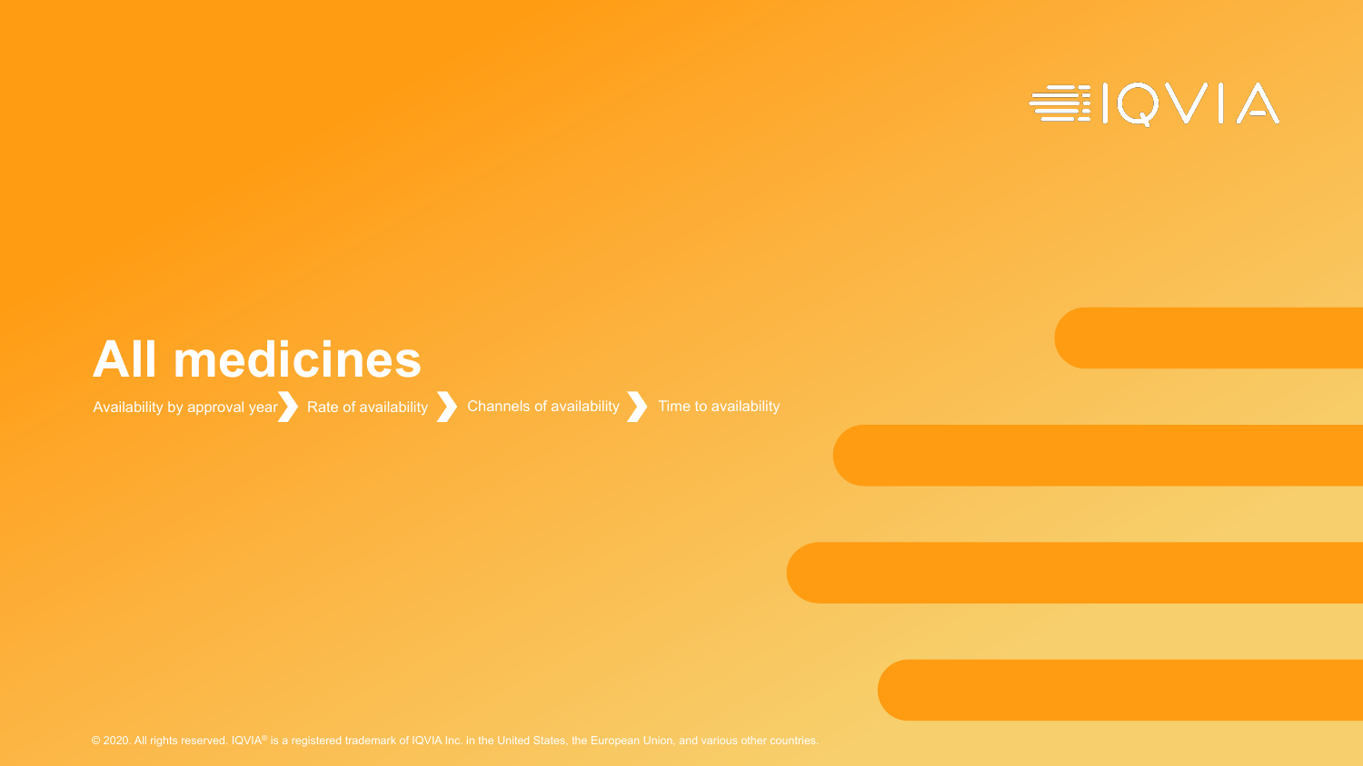# All medicines

Availability by approval year ❯ Rate of availability ❯ Channels of availability ❯ Time to availability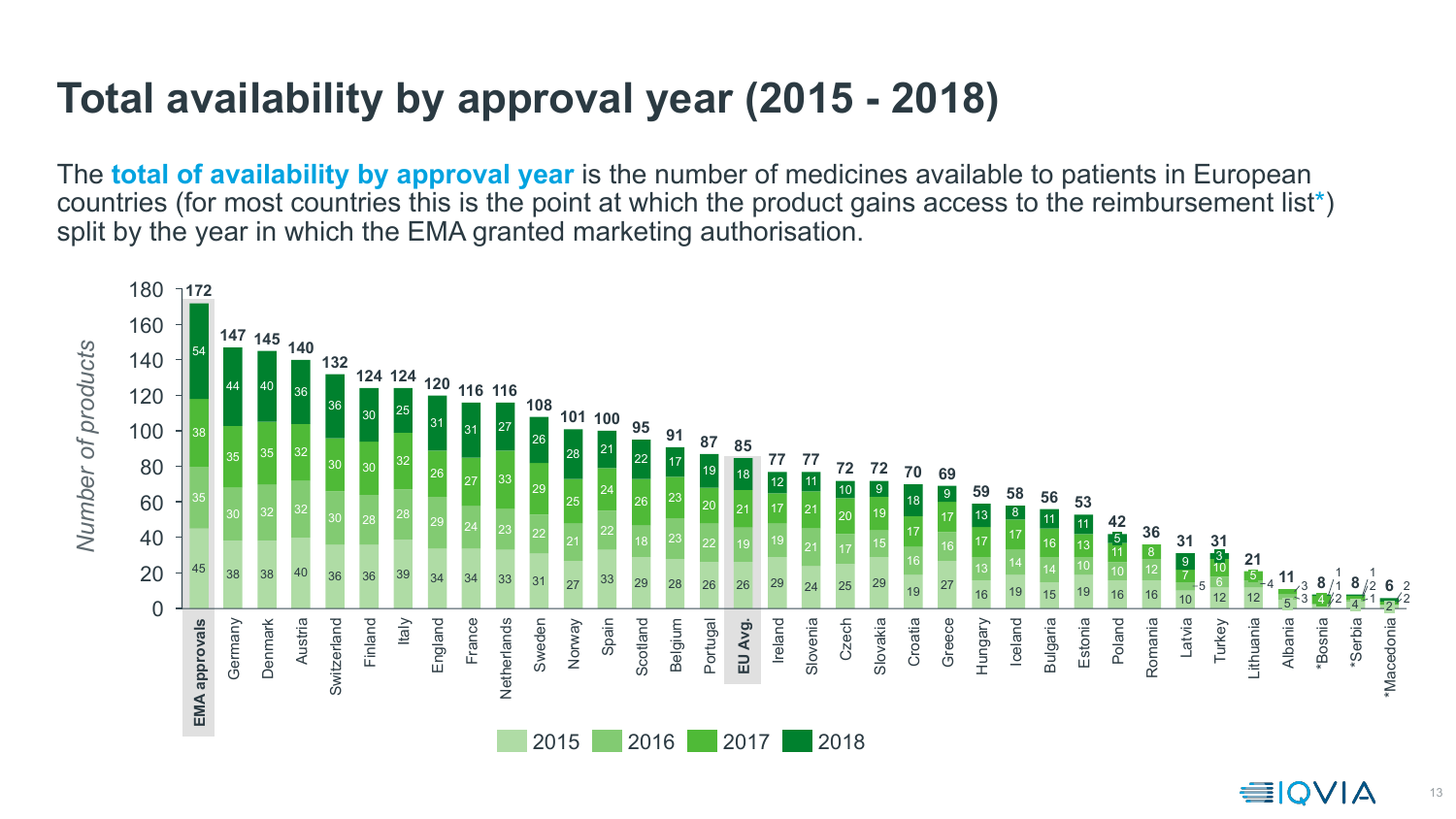# Total availability by approval year (2015 - 2018)

The **total of availability by approval year** is the number of medicines available to patients in European countries (for most countries this is the point at which the product gains access to the reimbursement list*) split by the year in which the EMA granted marketing authorisation.

*Number of products*

| Country | 2015 | 2016 | 2017 | 2018 | Total |
|---|---|---|---|---|---|
| EMA approvals | 45 | 35 | 38 | 54 | 172 |
| Germany | 38 | 30 | 35 | 44 | 147 |
| Denmark | 38 | 32 | 35 | 40 | 145 |
| Austria | 40 | 32 | 32 | 36 | 140 |
| Switzerland | 36 | 30 | 30 | 36 | 132 |
| Finland | 36 | 28 | 30 | 30 | 124 |
| Italy | 39 | 28 | 32 | 25 | 124 |
| England | 34 | 29 | 26 | 31 | 120 |
| France | 34 | 24 | 27 | 31 | 116 |
| Netherlands | 33 | 23 | 33 | 27 | 116 |
| Sweden | 31 | 22 | 29 | 26 | 108 |
| Norway | 27 | 21 | 25 | 28 | 101 |
| Spain | 33 | 22 | 24 | 21 | 100 |
| Scotland | 29 | 18 | 26 | 22 | 95 |
| Belgium | 28 | 23 | 23 | 17 | 91 |
| Portugal | 26 | 22 | 20 | 19 | 87 |
| EU Avg. | 26 | 19 | 21 | 18 | 85 |
| Ireland | 29 | 19 | 17 | 12 | 77 |
| Slovenia | 24 | 21 | 21 | 11 | 77 |
| Czech | 25 | 17 | 20 | 10 | 72 |
| Slovakia | 29 | 15 | 19 | 9 | 72 |
| Croatia | 19 | 16 | 17 | 18 | 70 |
| Greece | 27 | 16 | 17 | 9 | 69 |
| Hungary | 16 | 13 | 17 | 13 | 59 |
| Iceland | 19 | 14 | 17 | 8 | 58 |
| Bulgaria | 15 | 14 | 16 | 11 | 56 |
| Estonia | 19 | 10 | 13 | 11 | 53 |
| Poland | 16 | 10 | 11 | 5 | 42 |
| Romania | 16 | 12 | 8 | | 36 |
| Latvia | 10 | 5 | 7 | 9 | 31 |
| Turkey | 12 | 6 | 10 | 3 | 31 |
| Lithuania | 12 | 4 | 5 | | 21 |
| Albania | 5 | 3 | 3 | | 11 |
| *Bosnia | 4 | 2 | 1 | 1 | 8 |
| *Serbia | 4 | 1 | 2 | 1 | 8 |
| *Macedonia | 2 | 2 | 2 | | 6 |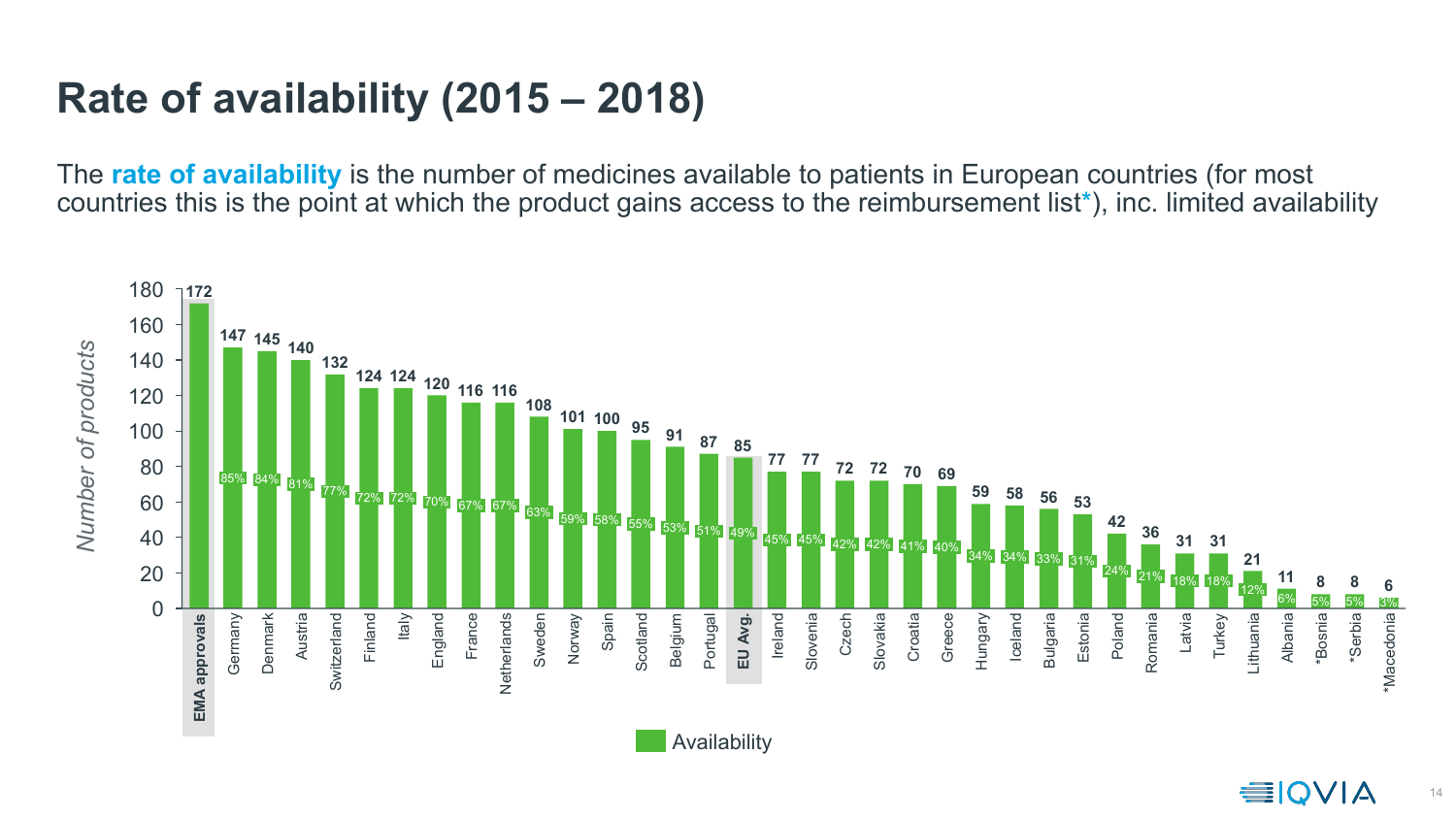# Rate of availability (2015 – 2018)

The **rate of availability** is the number of medicines available to patients in European countries (for most countries this is the point at which the product gains access to the reimbursement list*), inc. limited availability

| Country | Number of products | Availability (%) |
|---|---|---|
| **EMA approvals** | 172 | |
| Germany | 147 | 85% |
| Denmark | 145 | 84% |
| Austria | 140 | 81% |
| Switzerland | 132 | 77% |
| Finland | 124 | 72% |
| Italy | 124 | 72% |
| England | 120 | 70% |
| France | 116 | 67% |
| Netherlands | 116 | 67% |
| Sweden | 108 | 63% |
| Norway | 101 | 59% |
| Spain | 100 | 58% |
| Scotland | 95 | 55% |
| Belgium | 91 | 53% |
| Portugal | 87 | 51% |
| **EU Avg.** | 85 | 49% |
| Ireland | 77 | 45% |
| Slovenia | 77 | 45% |
| Czech | 72 | 42% |
| Slovakia | 72 | 42% |
| Croatia | 70 | 41% |
| Greece | 69 | 40% |
| Hungary | 59 | 34% |
| Iceland | 58 | 34% |
| Bulgaria | 56 | 33% |
| Estonia | 53 | 31% |
| Poland | 42 | 24% |
| Romania | 36 | 21% |
| Latvia | 31 | 18% |
| Turkey | 31 | 18% |
| Lithuania | 21 | 12% |
| Albania | 11 | 6% |
| *Bosnia | 8 | 5% |
| *Serbia | 8 | 5% |
| *Macedonia | 6 | 3% |

*Number of products*

Availability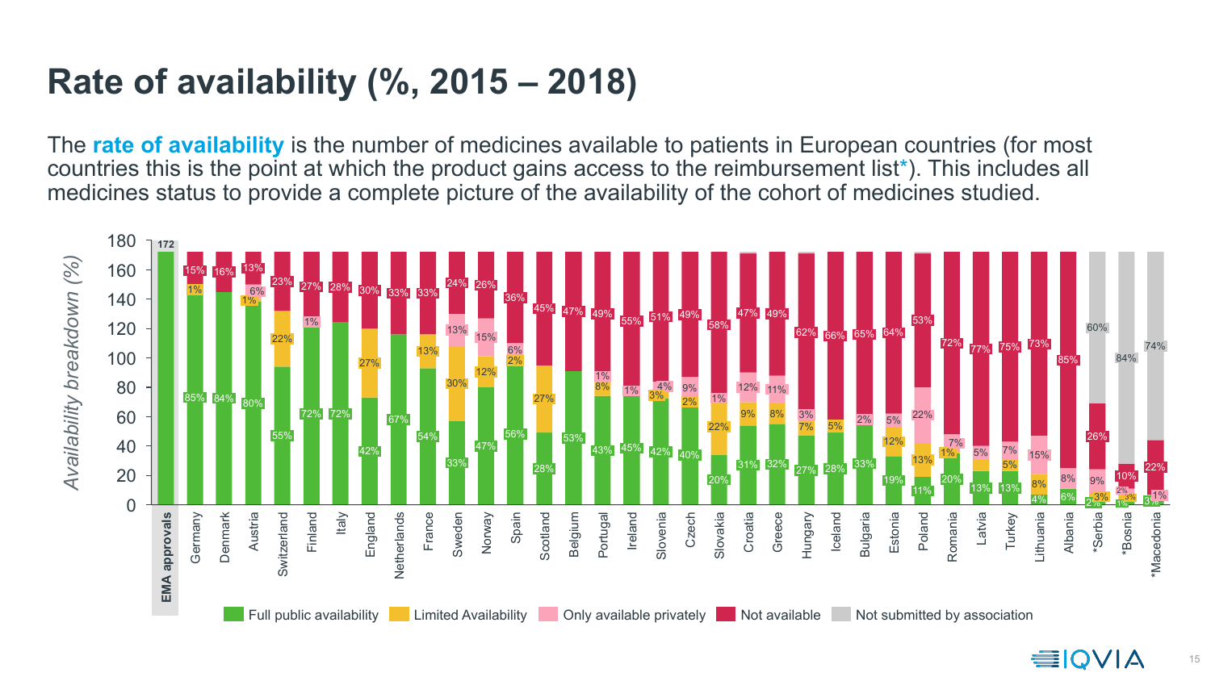# Rate of availability (%, 2015 – 2018)

The **rate of availability** is the number of medicines available to patients in European countries (for most countries this is the point at which the product gains access to the reimbursement list*). This includes all medicines status to provide a complete picture of the availability of the cohort of medicines studied.

| Country | Full public availability | Limited Availability | Only available privately | Not available | Not submitted by association |
|---|---|---|---|---|---|
| EMA approvals | 172 | | | | |
| Germany | 85% | 1% | | 15% | |
| Denmark | 84% | | | 16% | |
| Austria | 80% | 1% | 6% | 13% | |
| Switzerland | 55% | 22% | | 23% | |
| Finland | 72% | | 1% | 27% | |
| Italy | 72% | | | 28% | |
| England | 42% | 27% | | 30% | |
| Netherlands | 67% | | | 33% | |
| France | 54% | 13% | | 33% | |
| Sweden | 33% | 30% | 13% | 24% | |
| Norway | 47% | 12% | 15% | 26% | |
| Spain | 56% | 2% | 6% | 36% | |
| Scotland | 28% | 27% | | 45% | |
| Belgium | 53% | | | 47% | |
| Portugal | 43% | 8% | 1% | 49% | |
| Ireland | 45% | | 1% | 55% | |
| Slovenia | 42% | 3% | 4% | 51% | |
| Czech | 40% | 2% | 9% | 49% | |
| Slovakia | 20% | 22% | 1% | 58% | |
| Croatia | 31% | 9% | 12% | 47% | |
| Greece | 32% | 8% | 11% | 49% | |
| Hungary | 27% | 7% | 3% | 62% | |
| Iceland | 28% | 5% | | 66% | |
| Bulgaria | 33% | | 2% | 65% | |
| Estonia | 19% | 12% | 5% | 64% | |
| Poland | 11% | 13% | 22% | 53% | |
| Romania | 20% | 1% | 7% | 72% | |
| Latvia | 13% | | 5% | 77% | |
| Turkey | 13% | 5% | 7% | 75% | |
| Lithuania | 4% | 8% | 15% | 73% | |
| Albania | 6% | | 8% | 85% | |
| *Serbia | 2% | 3% | 9% | 26% | 60% |
| *Bosnia | 1% | 3% | 2% | 10% | 84% |
| *Macedonia | 3% | | 1% | 22% | 74% |

Y-axis: Availability breakdown (%), 0–180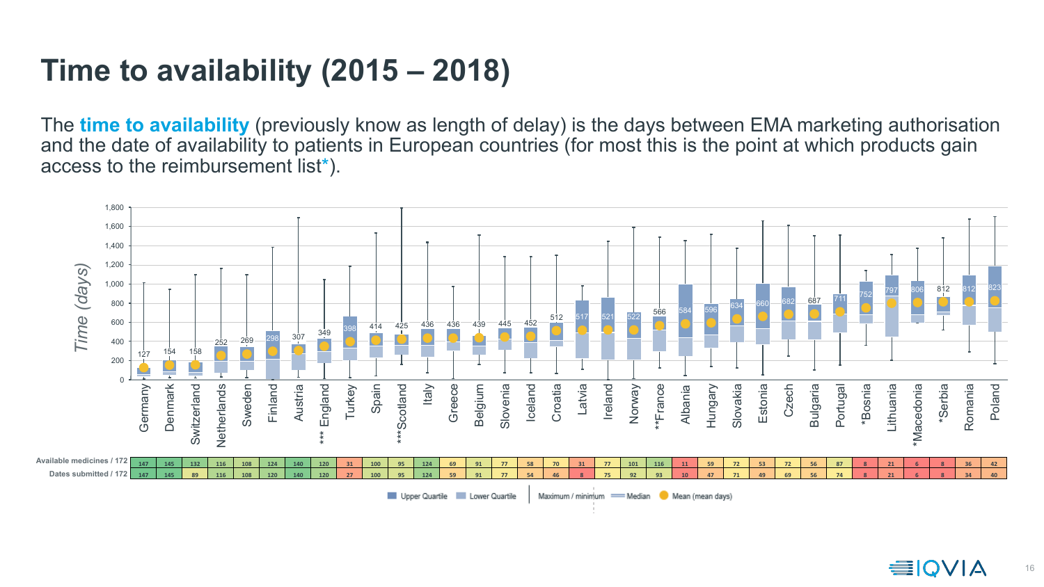# Time to availability (2015 – 2018)

The **time to availability** (previously know as length of delay) is the days between EMA marketing authorisation and the date of availability to patients in European countries (for most this is the point at which products gain access to the reimbursement list*).

| Country | Mean (days) | Available medicines / 172 | Dates submitted / 172 |
|---|---|---|---|
| Germany | 127 | 147 | 147 |
| Denmark | 154 | 145 | 145 |
| Switzerland | 158 | 132 | 89 |
| Netherlands | 252 | 116 | 116 |
| Sweden | 269 | 108 | 108 |
| Finland | 298 | 124 | 120 |
| Austria | 307 | 140 | 140 |
| *** England | 349 | 120 | 120 |
| Turkey | 398 | 31 | 27 |
| Spain | 414 | 100 | 100 |
| ***Scotland | 425 | 95 | 95 |
| Italy | 436 | 124 | 124 |
| Greece | 436 | 69 | 59 |
| Belgium | 439 | 91 | 91 |
| Slovenia | 445 | 77 | 77 |
| Iceland | 452 | 58 | 54 |
| Croatia | 512 | 70 | 46 |
| Latvia | 517 | 31 | 8 |
| Ireland | 521 | 77 | 75 |
| Norway | 522 | 101 | 92 |
| **France | 566 | 116 | 93 |
| Albania | 584 | 11 | 10 |
| Hungary | 596 | 59 | 47 |
| Slovakia | 634 | 72 | 71 |
| Estonia | 660 | 53 | 49 |
| Czech | 682 | 72 | 69 |
| Bulgaria | 687 | 56 | 56 |
| Portugal | 711 | 87 | 74 |
| *Bosnia | 752 | 8 | 8 |
| Lithuania | 797 | 21 | 21 |
| *Macedonia | 806 | 6 | 6 |
| *Serbia | 812 | 8 | 8 |
| Romania | 812 | 36 | 34 |
| Poland | 823 | 42 | 40 |

Time (days) — Upper Quartile, Lower Quartile, Maximum / minimum, Median, Mean (mean days)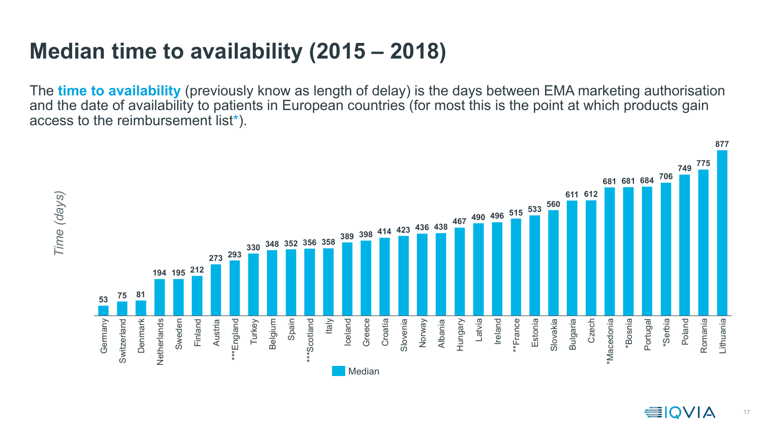# Median time to availability (2015 – 2018)

The **time to availability** (previously know as length of delay) is the days between EMA marketing authorisation and the date of availability to patients in European countries (for most this is the point at which products gain access to the reimbursement list*).

| Country | Median time (days) |
|---|---|
| Germany | 53 |
| Switzerland | 75 |
| Denmark | 81 |
| Netherlands | 194 |
| Sweden | 195 |
| Finland | 212 |
| Austria | 273 |
| ***England | 293 |
| Turkey | 330 |
| Belgium | 348 |
| Spain | 352 |
| ***Scotland | 356 |
| Italy | 358 |
| Iceland | 389 |
| Greece | 398 |
| Croatia | 414 |
| Slovenia | 423 |
| Norway | 436 |
| Albania | 438 |
| Hungary | 467 |
| Latvia | 490 |
| Ireland | 496 |
| **France | 515 |
| Estonia | 533 |
| Slovakia | 560 |
| Bulgaria | 611 |
| Czech | 612 |
| *Macedonia | 681 |
| *Bosnia | 681 |
| Portugal | 684 |
| *Serbia | 706 |
| Poland | 749 |
| Romania | 775 |
| Lithuania | 877 |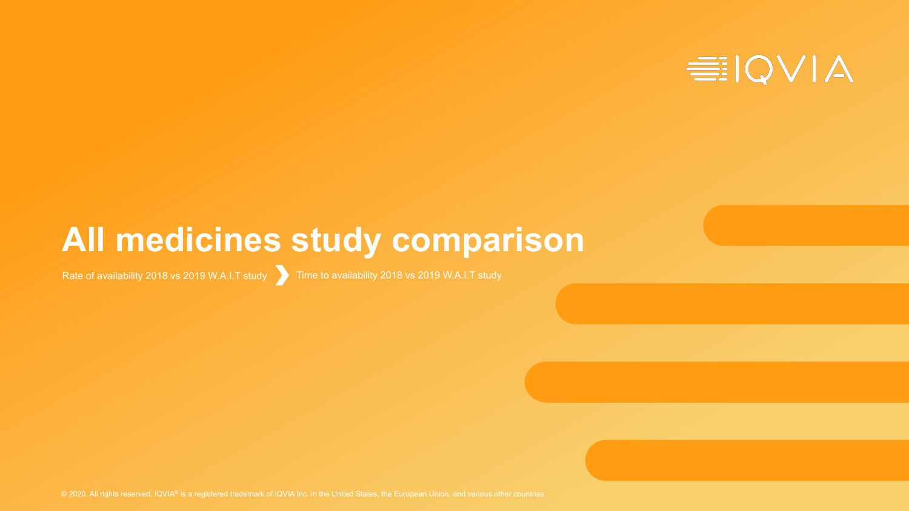# All medicines study comparison

Rate of availability 2018 vs 2019 W.A.I.T study ❯ Time to availability 2018 vs 2019 W.A.I.T study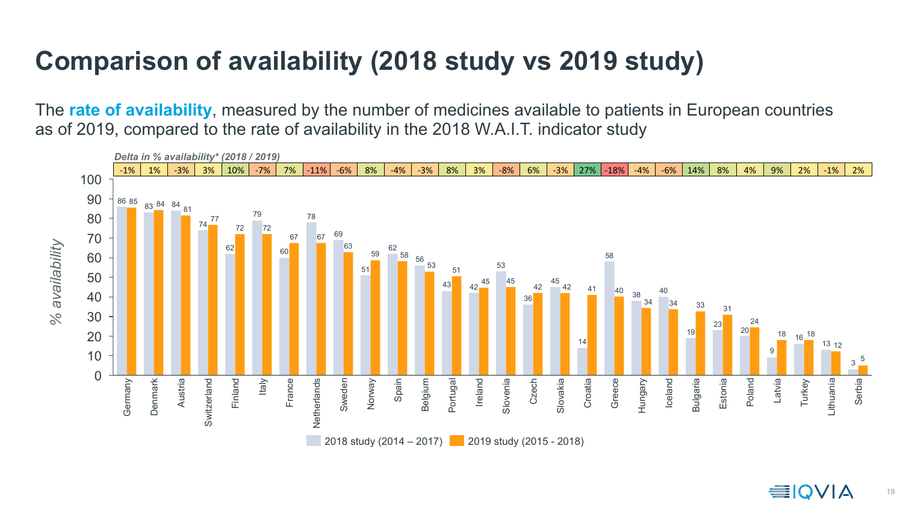# Comparison of availability (2018 study vs 2019 study)

The **rate of availability**, measured by the number of medicines available to patients in European countries as of 2019, compared to the rate of availability in the 2018 W.A.I.T. indicator study

*Delta in % availability* (2018 / 2019)*

| Country | 2018 study (2014 – 2017) | 2019 study (2015 - 2018) | Delta |
|---|---|---|---|
| Germany | 86 | 85 | -1% |
| Denmark | 83 | 84 | 1% |
| Austria | 84 | 81 | -3% |
| Switzerland | 74 | 77 | 3% |
| Finland | 62 | 72 | 10% |
| Italy | 79 | 72 | -7% |
| France | 60 | 67 | 7% |
| Netherlands | 78 | 67 | -11% |
| Sweden | 69 | 63 | -6% |
| Norway | 51 | 59 | 8% |
| Spain | 62 | 58 | -4% |
| Belgium | 56 | 53 | -3% |
| Portugal | 43 | 51 | 8% |
| Ireland | 42 | 45 | 3% |
| Slovenia | 53 | 45 | -8% |
| Czech | 36 | 42 | 6% |
| Slovakia | 45 | 42 | -3% |
| Croatia | 14 | 41 | 27% |
| Greece | 58 | 40 | -18% |
| Hungary | 38 | 34 | -4% |
| Iceland | 40 | 34 | -6% |
| Bulgaria | 19 | 33 | 14% |
| Estonia | 23 | 31 | 8% |
| Poland | 20 | 24 | 4% |
| Latvia | 9 | 18 | 9% |
| Turkey | 16 | 18 | 2% |
| Lithuania | 13 | 12 | -1% |
| Serbia | 3 | 5 | 2% |

% availability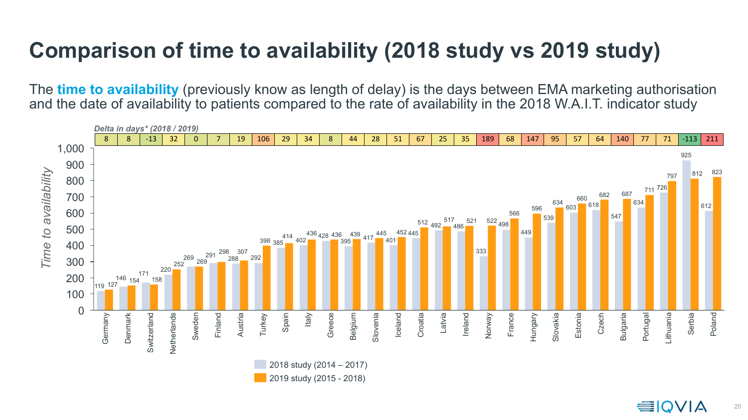# Comparison of time to availability (2018 study vs 2019 study)

The **time to availability** (previously know as length of delay) is the days between EMA marketing authorisation and the date of availability to patients compared to the rate of availability in the 2018 W.A.I.T. indicator study

*Delta in days\* (2018 / 2019)*

| Country | 2018 study (2014 – 2017) | 2019 study (2015 - 2018) | Delta in days* (2018 / 2019) |
|---|---|---|---|
| Germany | 119 | 127 | 8 |
| Denmark | 146 | 154 | 8 |
| Switzerland | 171 | 158 | -13 |
| Netherlands | 220 | 252 | 32 |
| Sweden | 269 | 269 | 0 |
| Finland | 291 | 298 | 7 |
| Austria | 288 | 307 | 19 |
| Turkey | 292 | 398 | 106 |
| Spain | 385 | 414 | 29 |
| Italy | 402 | 436 | 34 |
| Greece | 428 | 436 | 8 |
| Belgium | 395 | 439 | 44 |
| Slovenia | 417 | 445 | 28 |
| Iceland | 401 | 452 | 51 |
| Croatia | 445 | 512 | 67 |
| Latvia | 492 | 517 | 25 |
| Ireland | 486 | 521 | 35 |
| Norway | 333 | 522 | 189 |
| France | 498 | 566 | 68 |
| Hungary | 449 | 596 | 147 |
| Slovakia | 539 | 634 | 95 |
| Estonia | 603 | 660 | 57 |
| Czech | 618 | 682 | 64 |
| Bulgaria | 547 | 687 | 140 |
| Portugal | 634 | 711 | 77 |
| Lithuania | 726 | 797 | 71 |
| Serbia | 925 | 812 | -113 |
| Poland | 612 | 823 | 211 |

*Time to availability*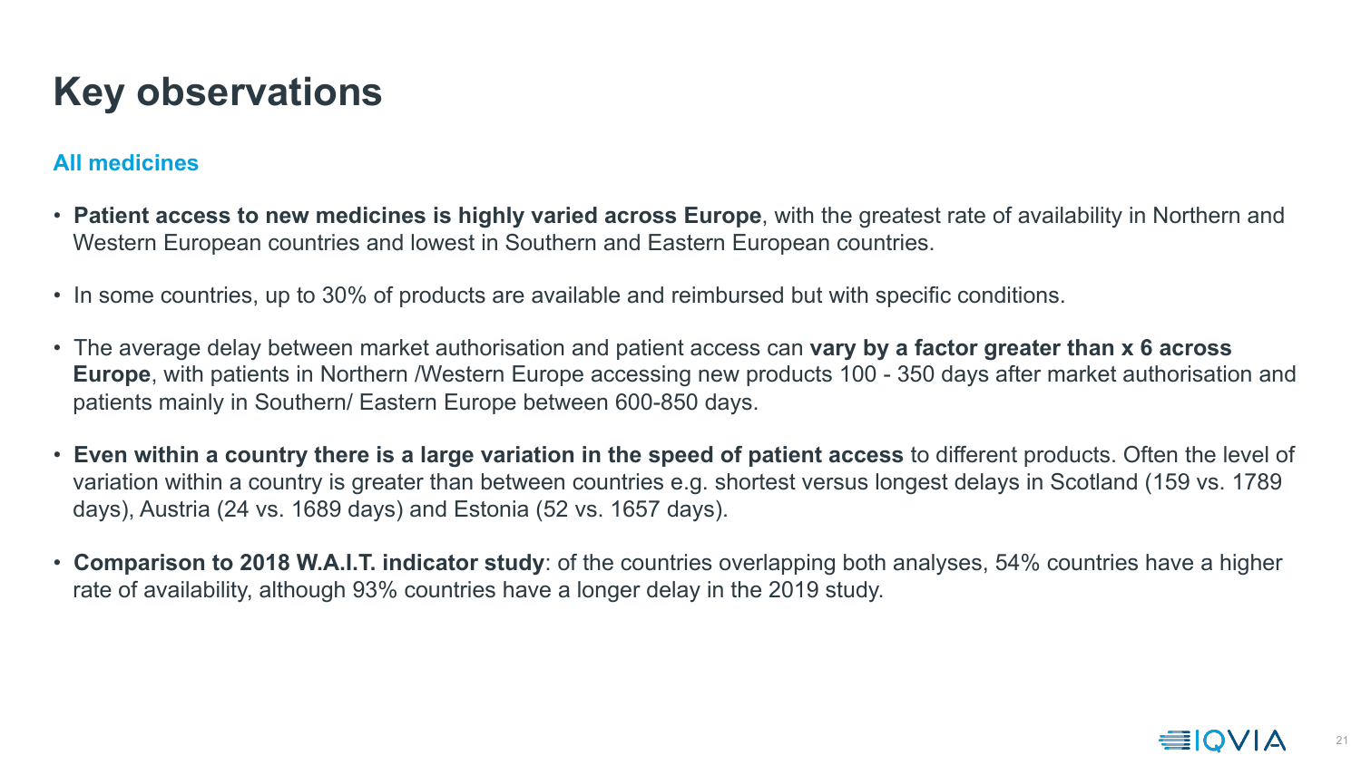# Key observations

### All medicines

- **Patient access to new medicines is highly varied across Europe**, with the greatest rate of availability in Northern and Western European countries and lowest in Southern and Eastern European countries.
- In some countries, up to 30% of products are available and reimbursed but with specific conditions.
- The average delay between market authorisation and patient access can **vary by a factor greater than x 6 across Europe**, with patients in Northern /Western Europe accessing new products 100 - 350 days after market authorisation and patients mainly in Southern/ Eastern Europe between 600-850 days.
- **Even within a country there is a large variation in the speed of patient access** to different products. Often the level of variation within a country is greater than between countries e.g. shortest versus longest delays in Scotland (159 vs. 1789 days), Austria (24 vs. 1689 days) and Estonia (52 vs. 1657 days).
- **Comparison to 2018 W.A.I.T. indicator study**: of the countries overlapping both analyses, 54% countries have a higher rate of availability, although 93% countries have a longer delay in the 2019 study.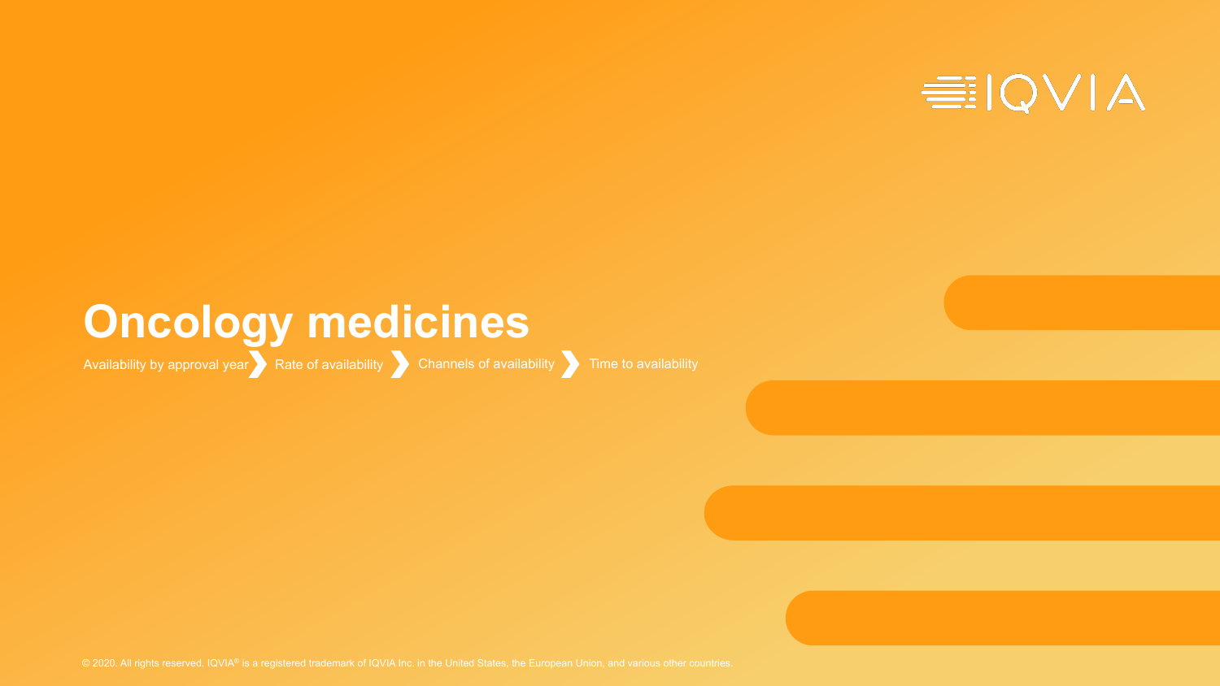# Oncology medicines

Availability by approval year ❯ Rate of availability ❯ Channels of availability ❯ Time to availability

© 2020. All rights reserved. IQVIA® is a registered trademark of IQVIA Inc. in the United States, the European Union, and various other countries.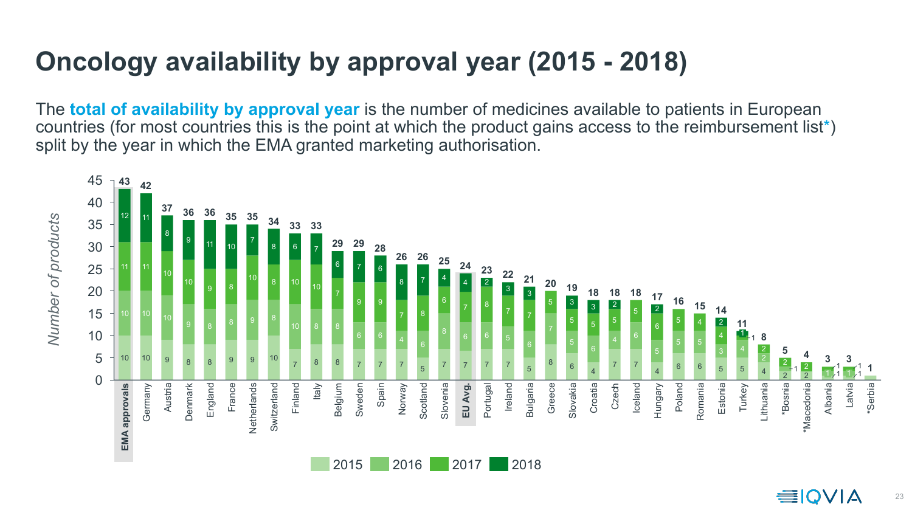# Oncology availability by approval year (2015 - 2018)

The **total of availability by approval year** is the number of medicines available to patients in European countries (for most countries this is the point at which the product gains access to the reimbursement list*) split by the year in which the EMA granted marketing authorisation.

*Number of products*

| Country | 2015 | 2016 | 2017 | 2018 | Total |
|---|---|---|---|---|---|
| **EMA approvals** | 10 | 10 | 11 | 12 | 43 |
| Germany | 10 | 10 | 11 | 11 | 42 |
| Austria | 9 | 10 | 10 | 8 | 37 |
| Denmark | 8 | 9 | 10 | 9 | 36 |
| England | 8 | 8 | 9 | 11 | 36 |
| France | 9 | 8 | 8 | 10 | 35 |
| Netherlands | 9 | 9 | 10 | 7 | 35 |
| Switzerland | 10 | 8 | 8 | 8 | 34 |
| Finland | 7 | 10 | 10 | 6 | 33 |
| Italy | 8 | 8 | 10 | 7 | 33 |
| Belgium | 8 | 8 | 7 | 6 | 29 |
| Sweden | 7 | 6 | 9 | 7 | 29 |
| Spain | 7 | 6 | 9 | 6 | 28 |
| Norway | 7 | 4 | 7 | 8 | 26 |
| Scotland | 5 | 6 | 8 | 7 | 26 |
| Slovenia | 7 | 8 | 6 | 4 | 25 |
| **EU Avg.** | 7 | 6 | 7 | 4 | 24 |
| Portugal | 7 | 6 | 8 | 2 | 23 |
| Ireland | 7 | 5 | 7 | 3 | 22 |
| Bulgaria | 5 | 6 | 7 | 3 | 21 |
| Greece | 8 | 7 | 5 | | 20 |
| Slovakia | 6 | 5 | 5 | 3 | 19 |
| Croatia | 4 | 6 | 5 | 3 | 18 |
| Czech | 7 | 4 | 5 | 2 | 18 |
| Iceland | 7 | 6 | 5 | | 18 |
| Hungary | 4 | 5 | 6 | 2 | 17 |
| Poland | 6 | 5 | 5 | | 16 |
| Romania | 6 | 5 | 4 | | 15 |
| Estonia | 5 | 3 | 4 | 2 | 14 |
| Turkey | 5 | 4 | 1 | 1 | 11 |
| Lithuania | 4 | 2 | 2 | | 8 |
| *Bosnia | 2 | 1 | 2 | | 5 |
| *Macedonia | 2 | | 2 | | 4 |
| Albania | 1 | 1 | 1 | | 3 |
| Latvia | 1 | 1 | 1 | | 3 |
| *Serbia | 1 | | | | 1 |

Legend: 2015, 2016, 2017, 2018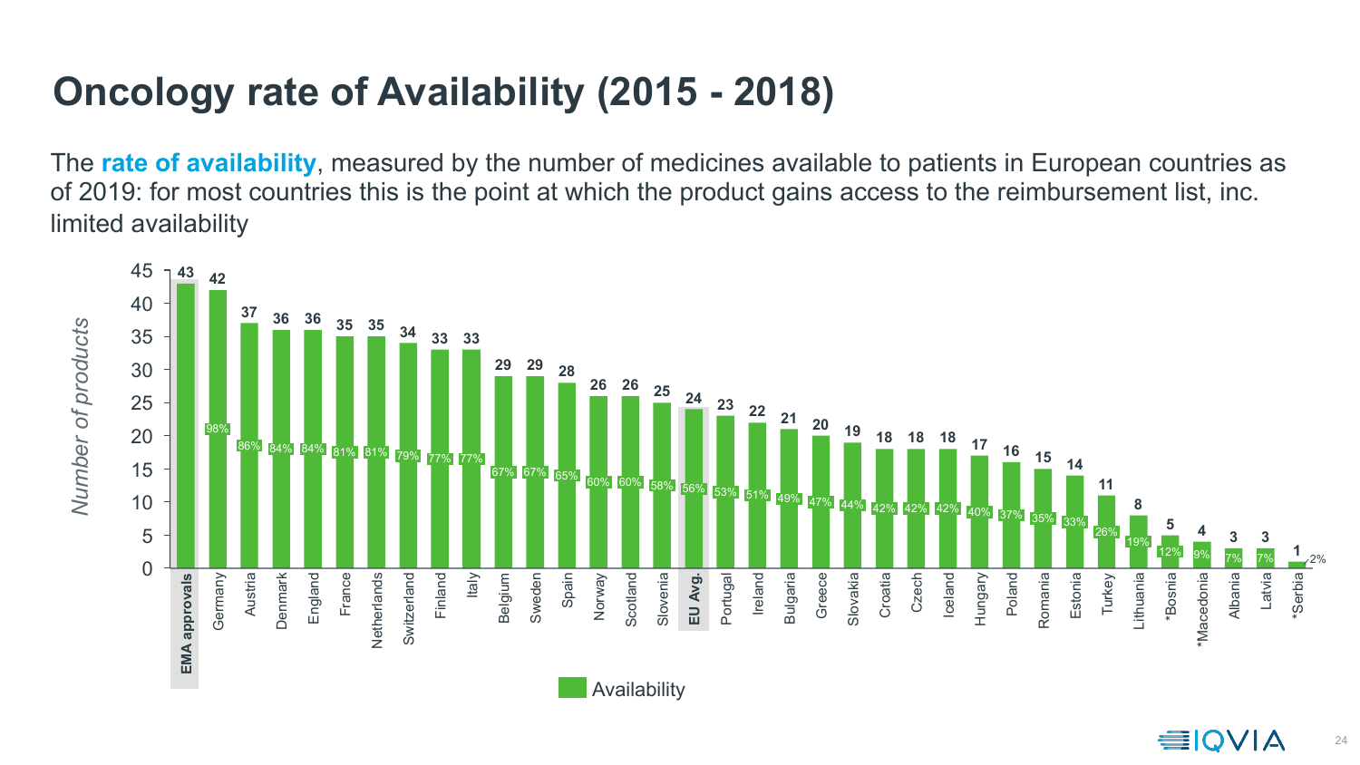# Oncology rate of Availability (2015 - 2018)

The **rate of availability**, measured by the number of medicines available to patients in European countries as of 2019: for most countries this is the point at which the product gains access to the reimbursement list, inc. limited availability

| Country | Number of products (Availability) | Rate |
|---|---|---|
| EMA approvals | 43 | |
| Germany | 42 | 98% |
| Austria | 37 | 86% |
| Denmark | 36 | 84% |
| England | 36 | 84% |
| France | 35 | 81% |
| Netherlands | 35 | 81% |
| Switzerland | 34 | 79% |
| Finland | 33 | 77% |
| Italy | 33 | 77% |
| Belgium | 29 | 67% |
| Sweden | 29 | 67% |
| Spain | 28 | 65% |
| Norway | 26 | 60% |
| Scotland | 26 | 60% |
| Slovenia | 25 | 58% |
| EU Avg. | 24 | 56% |
| Portugal | 23 | 53% |
| Ireland | 22 | 51% |
| Bulgaria | 21 | 49% |
| Greece | 20 | 47% |
| Slovakia | 19 | 44% |
| Croatia | 18 | 42% |
| Czech | 18 | 42% |
| Iceland | 18 | 42% |
| Hungary | 17 | 40% |
| Poland | 16 | 37% |
| Romania | 15 | 35% |
| Estonia | 14 | 33% |
| Turkey | 11 | 26% |
| Lithuania | 8 | 19% |
| *Bosnia | 5 | 12% |
| *Macedonia | 4 | 9% |
| Albania | 3 | 7% |
| Latvia | 3 | 7% |
| *Serbia | 1 | 2% |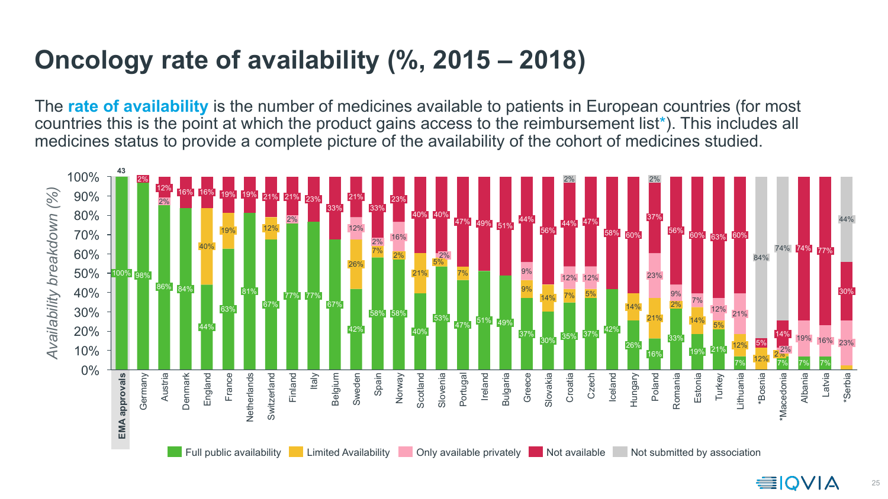# Oncology rate of availability (%, 2015 – 2018)

The **rate of availability** is the number of medicines available to patients in European countries (for most countries this is the point at which the product gains access to the reimbursement list*). This includes all medicines status to provide a complete picture of the availability of the cohort of medicines studied.

| Country | Full public availability | Limited Availability | Only available privately | Not available | Not submitted by association |
|---|---|---|---|---|---|
| EMA approvals (43) | 100% | | | | |
| Germany | 98% | | | 2% | |
| Austria | 86% | | 2% | 12% | |
| Denmark | 84% | | | 16% | |
| England | 44% | 40% | | 16% | |
| France | 63% | 19% | | 19% | |
| Netherlands | 81% | | | 19% | |
| Switzerland | 67% | 12% | | 21% | |
| Finland | 77% | | 2% | 21% | |
| Italy | 77% | | | 23% | |
| Belgium | 67% | | | 33% | |
| Sweden | 42% | 26% | 12% | 21% | |
| Spain | 58% | 7% | 2% | 33% | |
| Norway | 58% | 2% | 16% | 23% | |
| Scotland | 40% | 21% | | 40% | |
| Slovenia | 53% | 5% | 2% | 40% | |
| Portugal | 47% | 7% | | 47% | |
| Ireland | 51% | | | 49% | |
| Bulgaria | 49% | | | 51% | |
| Greece | 37% | 9% | 9% | 44% | |
| Slovakia | 30% | 14% | | 56% | |
| Croatia | 35% | 7% | 12% | 44% | 2% |
| Czech | 37% | 5% | 12% | 47% | |
| Iceland | 42% | | | 58% | |
| Hungary | 26% | 14% | | 60% | |
| Poland | 16% | 21% | 23% | 37% | 2% |
| Romania | 33% | 2% | 9% | 56% | |
| Estonia | 19% | 14% | 7% | 60% | |
| Turkey | 21% | 5% | 12% | 63% | |
| Lithuania | 7% | 12% | 21% | 60% | |
| *Bosnia | | 12% | | 5% | 84% |
| *Macedonia | 7% | 2% | 2% | 14% | 74% |
| Albania | 7% | | 19% | 74% | |
| Latvia | 7% | | 16% | 77% | |
| *Serbia | | | 23% | 30% | 44% |

Availability breakdown (%)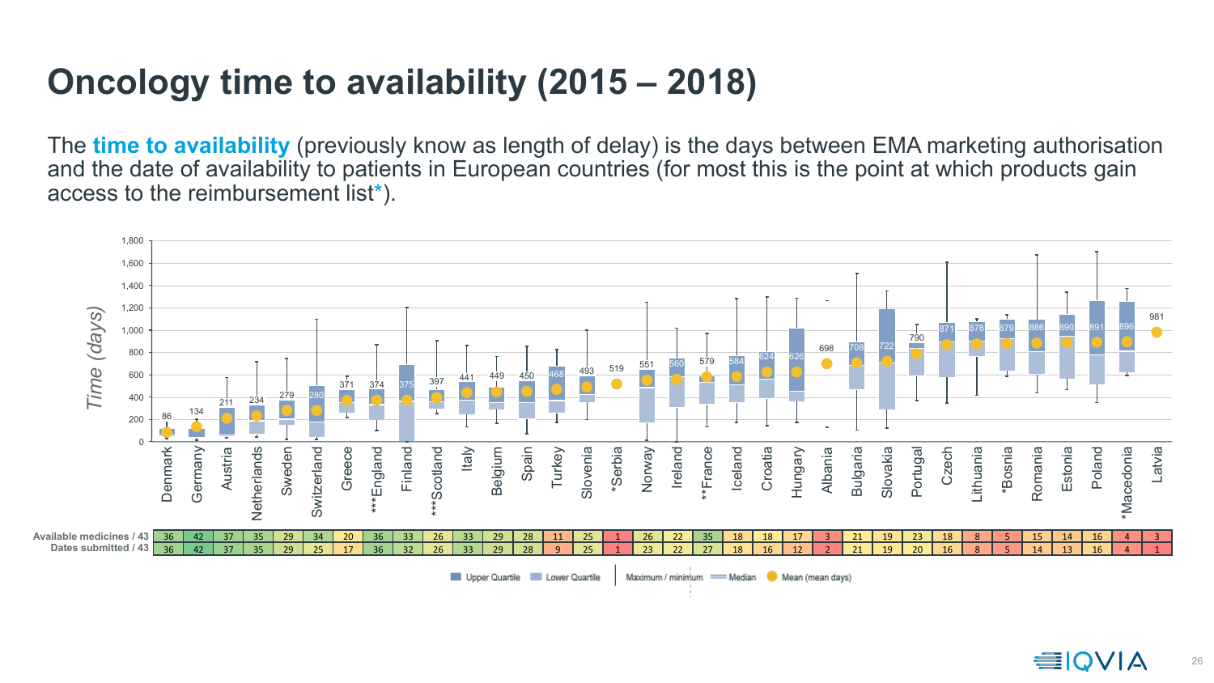# Oncology time to availability (2015 – 2018)

The **time to availability** (previously know as length of delay) is the days between EMA marketing authorisation and the date of availability to patients in European countries (for most this is the point at which products gain access to the reimbursement list*).

| Country | Mean (days) | Available medicines / 43 | Dates submitted / 43 |
|---|---|---|---|
| Denmark | 86 | 36 | 36 |
| Germany | 134 | 42 | 42 |
| Austria | 211 | 37 | 37 |
| Netherlands | 234 | 35 | 35 |
| Sweden | 279 | 29 | 29 |
| Switzerland | 280 | 34 | 25 |
| Greece | 371 | 20 | 17 |
| ***England | 374 | 36 | 36 |
| Finland | 375 | 33 | 32 |
| ***Scotland | 397 | 26 | 26 |
| Italy | 441 | 33 | 33 |
| Belgium | 449 | 29 | 29 |
| Spain | 450 | 28 | 28 |
| Turkey | 468 | 11 | 9 |
| Slovenia | 493 | 25 | 25 |
| *Serbia | 519 | 1 | 1 |
| Norway | 551 | 26 | 23 |
| Ireland | 560 | 22 | 22 |
| **France | 579 | 35 | 27 |
| Iceland | 584 | 18 | 18 |
| Croatia | 624 | 18 | 16 |
| Hungary | 626 | 17 | 12 |
| Albania | 698 | 3 | 2 |
| Bulgaria | 708 | 21 | 21 |
| Slovakia | 722 | 19 | 19 |
| Portugal | 790 | 23 | 20 |
| Czech | 871 | 18 | 16 |
| Lithuania | 878 | 8 | 8 |
| *Bosnia | 879 | 5 | 5 |
| Romania | 886 | 15 | 14 |
| Estonia | 890 | 14 | 13 |
| Poland | 891 | 16 | 16 |
| *Macedonia | 896 | 4 | 4 |
| Latvia | 981 | 3 | 1 |

Legend: Upper Quartile, Lower Quartile, Maximum / minimum, Median, Mean (mean days)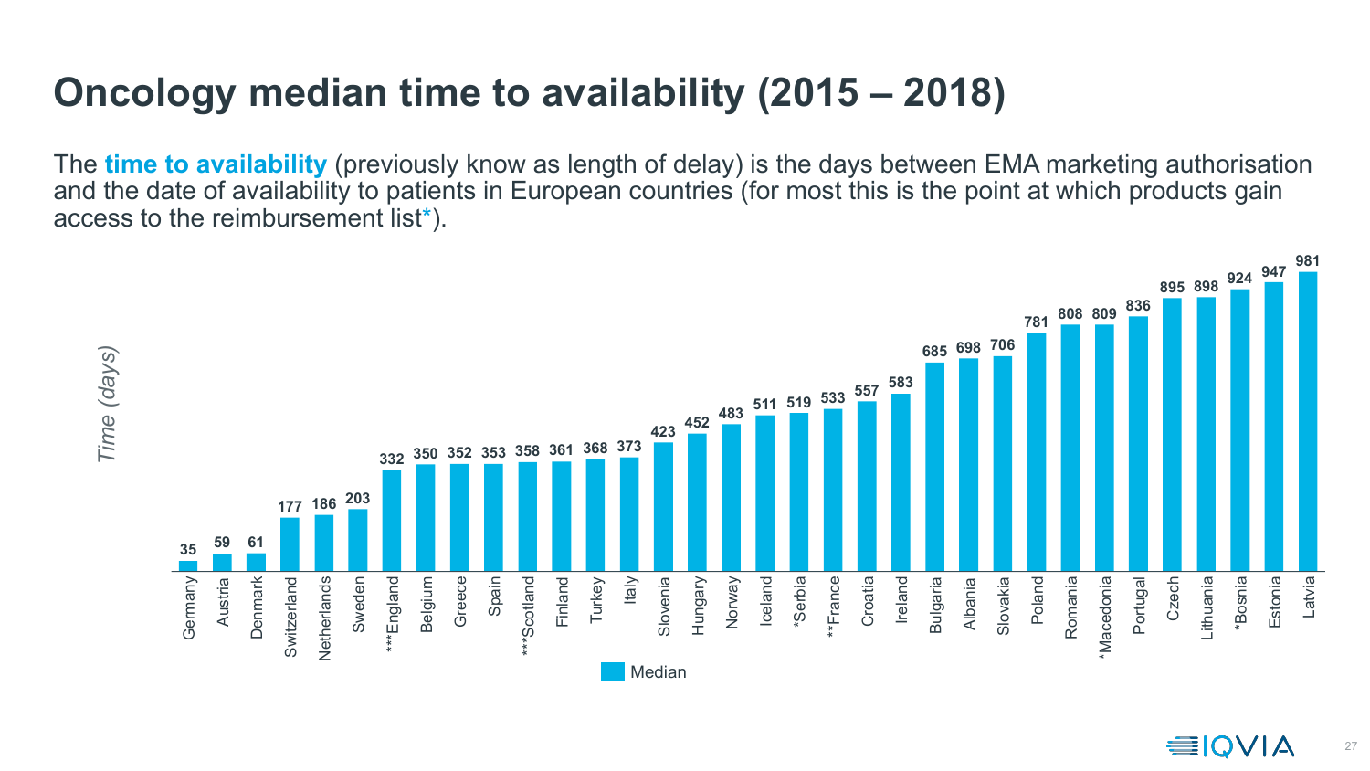# Oncology median time to availability (2015 – 2018)

The **time to availability** (previously know as length of delay) is the days between EMA marketing authorisation and the date of availability to patients in European countries (for most this is the point at which products gain access to the reimbursement list*).

| Country | Median time (days) |
| --- | --- |
| Germany | 35 |
| Austria | 59 |
| Denmark | 61 |
| Switzerland | 177 |
| Netherlands | 186 |
| Sweden | 203 |
| ***England | 332 |
| Belgium | 350 |
| Greece | 352 |
| Spain | 353 |
| ***Scotland | 358 |
| Finland | 361 |
| Turkey | 368 |
| Italy | 373 |
| Slovenia | 423 |
| Hungary | 452 |
| Norway | 483 |
| Iceland | 511 |
| *Serbia | 519 |
| **France | 533 |
| Croatia | 557 |
| Ireland | 583 |
| Bulgaria | 685 |
| Albania | 698 |
| Slovakia | 706 |
| Poland | 781 |
| Romania | 808 |
| *Macedonia | 809 |
| Portugal | 836 |
| Czech | 895 |
| Lithuania | 898 |
| *Bosnia | 924 |
| Estonia | 947 |
| Latvia | 981 |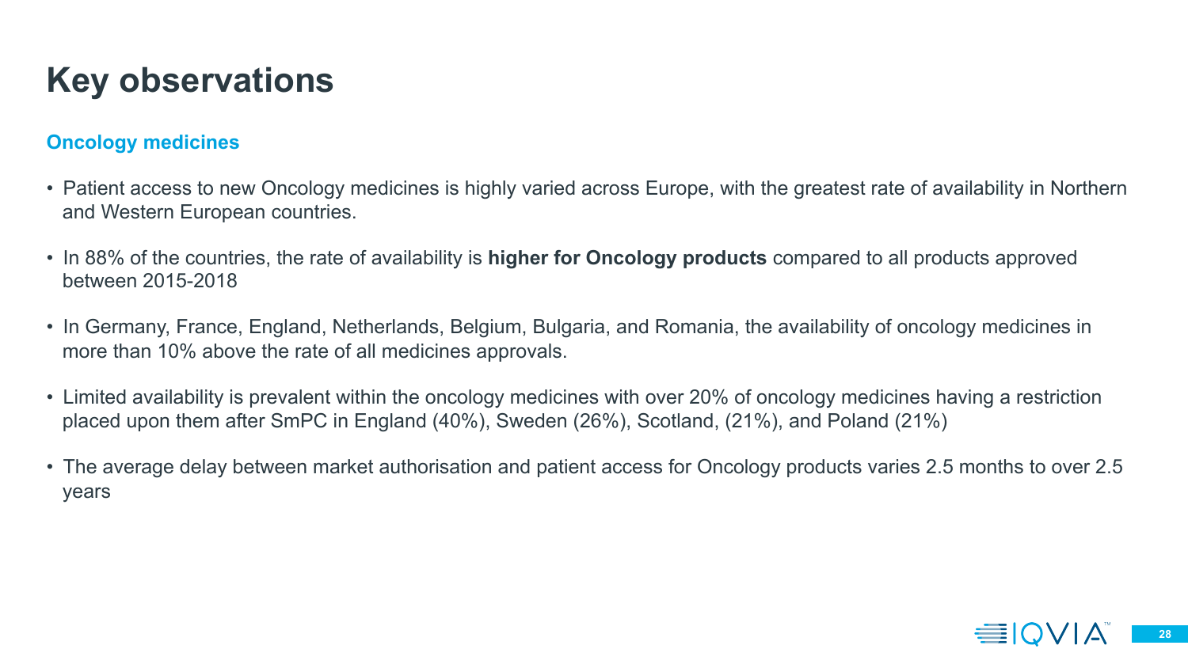# Key observations

## Oncology medicines

- Patient access to new Oncology medicines is highly varied across Europe, with the greatest rate of availability in Northern and Western European countries.
- In 88% of the countries, the rate of availability is **higher for Oncology products** compared to all products approved between 2015-2018
- In Germany, France, England, Netherlands, Belgium, Bulgaria, and Romania, the availability of oncology medicines in more than 10% above the rate of all medicines approvals.
- Limited availability is prevalent within the oncology medicines with over 20% of oncology medicines having a restriction placed upon them after SmPC in England (40%), Sweden (26%), Scotland, (21%), and Poland (21%)
- The average delay between market authorisation and patient access for Oncology products varies 2.5 months to over 2.5 years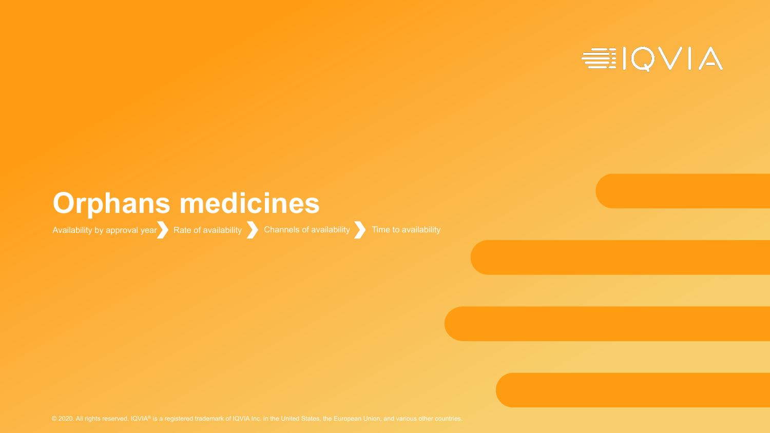# Orphans medicines

Availability by approval year ❯ Rate of availability ❯ Channels of availability ❯ Time to availability

© 2020. All rights reserved. IQVIA® is a registered trademark of IQVIA Inc. in the United States, the European Union, and various other countries.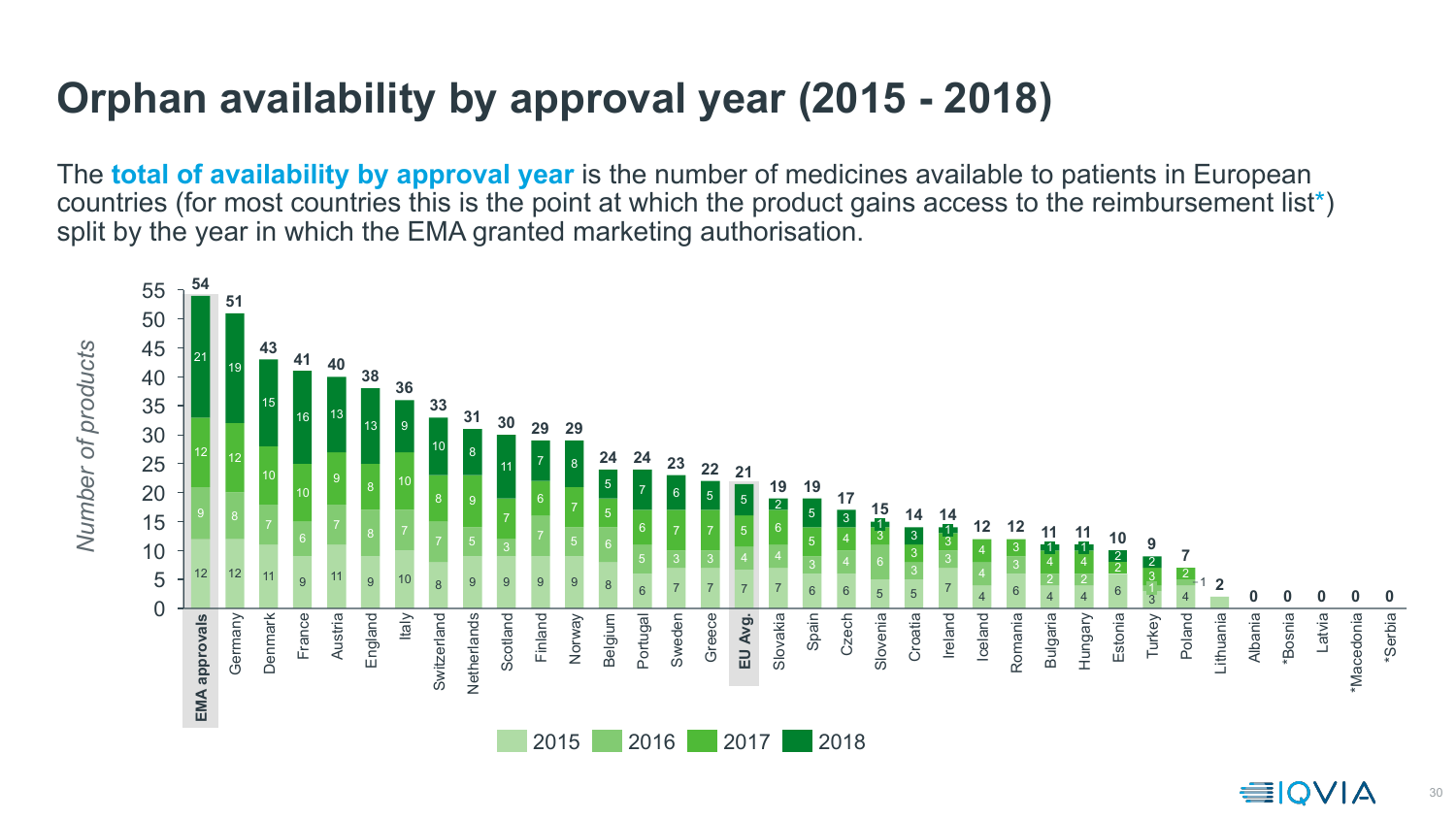# Orphan availability by approval year (2015 - 2018)

The **total of availability by approval year** is the number of medicines available to patients in European countries (for most countries this is the point at which the product gains access to the reimbursement list*) split by the year in which the EMA granted marketing authorisation.

| Country | 2015 | 2016 | 2017 | 2018 | Total |
|---|---|---|---|---|---|
| EMA approvals | 12 | 9 | 12 | 21 | 54 |
| Germany | 12 | 8 | 12 | 19 | 51 |
| Denmark | 11 | 7 | 10 | 15 | 43 |
| France | 9 | 6 | 10 | 16 | 41 |
| Austria | 11 | 7 | 9 | 13 | 40 |
| England | 9 | 8 | 8 | 13 | 38 |
| Italy | 10 | 7 | 10 | 9 | 36 |
| Switzerland | 8 | 7 | 8 | 10 | 33 |
| Netherlands | 9 | 5 | 9 | 8 | 31 |
| Scotland | 9 | 3 | 7 | 11 | 30 |
| Finland | 9 | 7 | 6 | 7 | 29 |
| Norway | 9 | 5 | 7 | 8 | 29 |
| Belgium | 8 | 6 | 5 | 5 | 24 |
| Portugal | 6 | 5 | 6 | 7 | 24 |
| Sweden | 7 | 3 | 7 | 6 | 23 |
| Greece | 7 | 3 | 7 | 5 | 22 |
| EU Avg. | 7 | 4 | 5 | 5 | 21 |
| Slovakia | 7 | 4 | 6 | 2 | 19 |
| Spain | 6 | 3 | 5 | 5 | 19 |
| Czech | 6 | 4 | 4 | 3 | 17 |
| Slovenia | 5 | 6 | 3 | 1 | 15 |
| Croatia | 5 | 3 | 3 | 3 | 14 |
| Ireland | 7 | 3 | 3 | 1 | 14 |
| Iceland | 4 | 4 | 4 | | 12 |
| Romania | 6 | 3 | 3 | | 12 |
| Bulgaria | 4 | 2 | 4 | 1 | 11 |
| Hungary | 4 | 2 | 4 | 1 | 11 |
| Estonia | 6 | 2 | 2 | | 10 |
| Turkey | 3 | 1 | 3 | 2 | 9 |
| Poland | 4 | 1 | 2 | | 7 |
| Lithuania | | | | | 2 |
| Albania | | | | | 0 |
| *Bosnia | | | | | 0 |
| Latvia | | | | | 0 |
| *Macedonia | | | | | 0 |
| *Serbia | | | | | 0 |

Number of products

2015 | 2016 | 2017 | 2018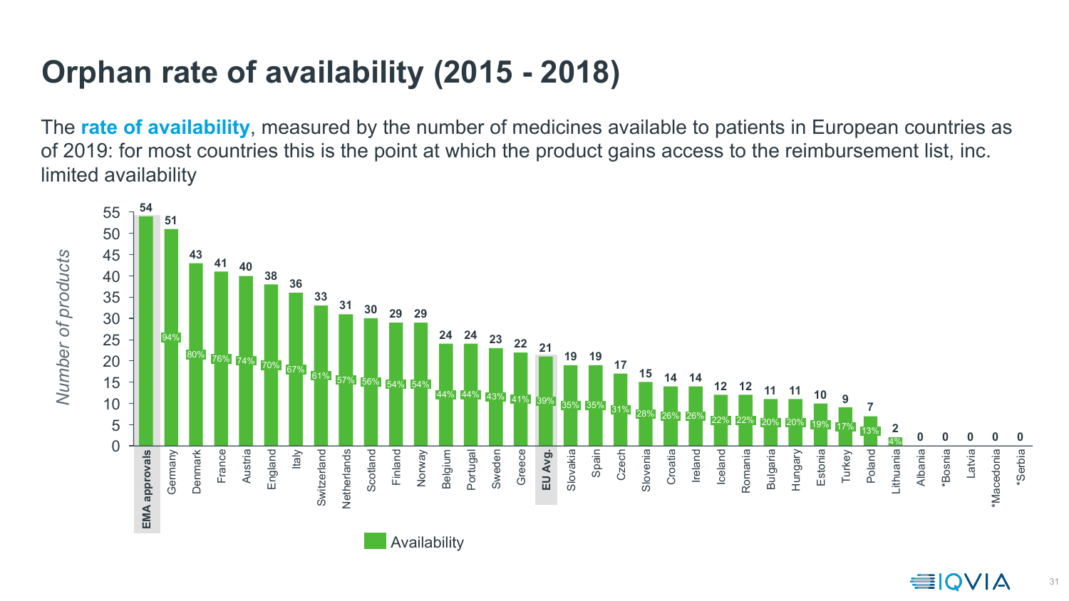# Orphan rate of availability (2015 - 2018)

The **rate of availability**, measured by the number of medicines available to patients in European countries as of 2019: for most countries this is the point at which the product gains access to the reimbursement list, inc. limited availability

| Country | Number of products | Availability |
|---|---|---|
| **EMA approvals** | 54 | |
| Germany | 51 | 94% |
| Denmark | 43 | 80% |
| France | 41 | 76% |
| Austria | 40 | 74% |
| England | 38 | 70% |
| Italy | 36 | 67% |
| Switzerland | 33 | 61% |
| Netherlands | 31 | 57% |
| Scotland | 30 | 56% |
| Finland | 29 | 54% |
| Norway | 29 | 54% |
| Belgium | 24 | 44% |
| Portugal | 24 | 44% |
| Sweden | 23 | 43% |
| Greece | 22 | 41% |
| **EU Avg.** | 21 | 39% |
| Slovakia | 19 | 35% |
| Spain | 19 | 35% |
| Czech | 17 | 31% |
| Slovenia | 15 | 28% |
| Croatia | 14 | 26% |
| Ireland | 14 | 26% |
| Iceland | 12 | 22% |
| Romania | 12 | 22% |
| Bulgaria | 11 | 20% |
| Hungary | 11 | 20% |
| Estonia | 10 | 19% |
| Turkey | 9 | 17% |
| Poland | 7 | 13% |
| Lithuania | 2 | 4% |
| Albania | 0 | |
| *Bosnia | 0 | |
| Latvia | 0 | |
| *Macedonia | 0 | |
| *Serbia | 0 | |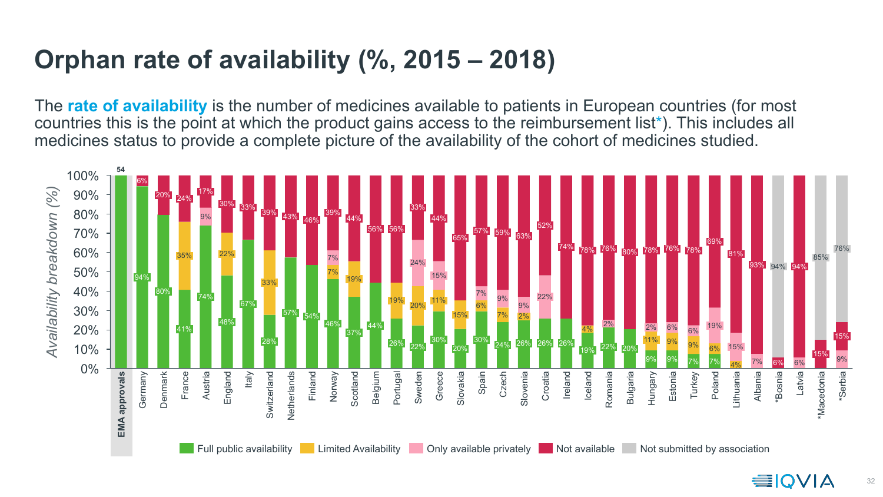# Orphan rate of availability (%, 2015 – 2018)

The **rate of availability** is the number of medicines available to patients in European countries (for most countries this is the point at which the product gains access to the reimbursement list*). This includes all medicines status to provide a complete picture of the availability of the cohort of medicines studied.

*Availability breakdown (%)*

| Country | Full public availability | Limited Availability | Only available privately | Not available | Not submitted by association |
|---|---|---|---|---|---|
| **EMA approvals** | 54 | | | | |
| Germany | 94% | | | 6% | |
| Denmark | 80% | | | 20% | |
| France | 41% | 35% | | 24% | |
| Austria | 74% | | 9% | 17% | |
| England | 48% | 22% | | 30% | |
| Italy | 67% | | | 33% | |
| Switzerland | 28% | 33% | | 39% | |
| Netherlands | 57% | | | 43% | |
| Finland | 54% | | | 46% | |
| Norway | 46% | 7% | 7% | 39% | |
| Scotland | 37% | 19% | | 44% | |
| Belgium | 44% | | | 56% | |
| Portugal | 26% | 19% | | 56% | |
| Sweden | 22% | 20% | 24% | 33% | |
| Greece | 30% | 11% | 15% | 44% | |
| Slovakia | 20% | 15% | | 65% | |
| Spain | 30% | 6% | 7% | 57% | |
| Czech | 24% | 7% | 9% | 59% | |
| Slovenia | 26% | 2% | 9% | 63% | |
| Croatia | 26% | | 22% | 52% | |
| Ireland | 26% | | | 74% | |
| Iceland | 19% | 4% | | 78% | |
| Romania | 22% | | 2% | 76% | |
| Bulgaria | 20% | | | 80% | |
| Hungary | 9% | 11% | 2% | 78% | |
| Estonia | 9% | 9% | 6% | 76% | |
| Turkey | 7% | 9% | 6% | 78% | |
| Poland | 7% | 6% | 19% | 69% | |
| Lithuania | | 4% | 15% | 81% | |
| Albania | | | 7% | 93% | |
| *Bosnia | | | | 6% | 94% |
| Latvia | | | 6% | 94% | |
| *Macedonia | | | | 15% | 85% |
| *Serbia | | | 9% | 15% | 76% |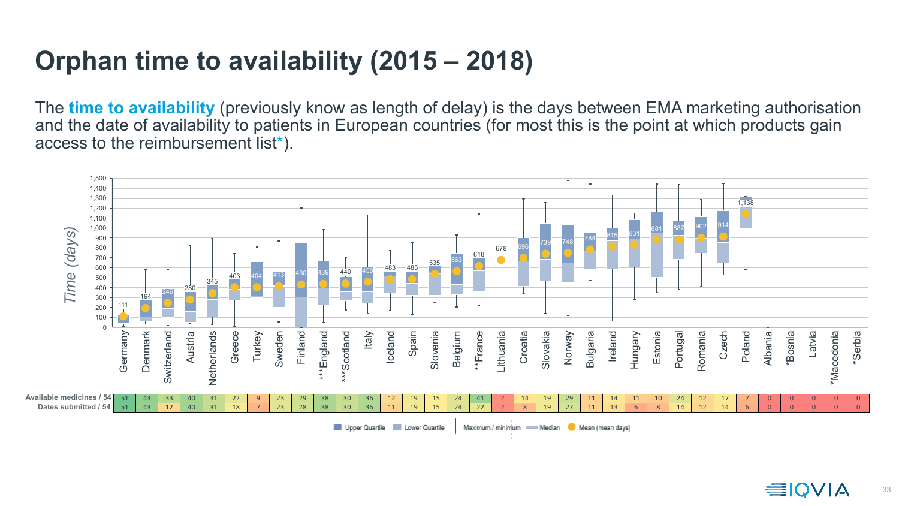# Orphan time to availability (2015 – 2018)

The **time to availability** (previously know as length of delay) is the days between EMA marketing authorisation and the date of availability to patients in European countries (for most this is the point at which products gain access to the reimbursement list*).

| Country | Mean (days) | Available medicines / 54 | Dates submitted / 54 |
|---|---|---|---|
| Germany | 111 | 51 | 51 |
| Denmark | 194 | 43 | 43 |
| Switzerland | 246 | 33 | 12 |
| Austria | 280 | 40 | 40 |
| Netherlands | 345 | 31 | 31 |
| Greece | 403 | 22 | 18 |
| Turkey | 404 | 9 | 7 |
| Sweden | 413 | 23 | 23 |
| Finland | 430 | 29 | 28 |
| ***England | 439 | 38 | 38 |
| ***Scotland | 440 | 30 | 30 |
| Italy | 458 | 36 | 36 |
| Iceland | 483 | 12 | 11 |
| Spain | 485 | 19 | 19 |
| Slovenia | 535 | 15 | 15 |
| Belgium | 563 | 24 | 24 |
| **France | 618 | 41 | 22 |
| Lithuania | 678 | 2 | 2 |
| Croatia | 696 | 14 | 8 |
| Slovakia | 739 | 19 | 19 |
| Norway | 748 | 29 | 27 |
| Bulgaria | 784 | 11 | 11 |
| Ireland | 815 | 14 | 13 |
| Hungary | 831 | 11 | 6 |
| Estonia | 881 | 10 | 8 |
| Portugal | 887 | 24 | 14 |
| Romania | 902 | 12 | 12 |
| Czech | 914 | 17 | 14 |
| Poland | 1,138 | 7 | 6 |
| Albania | | 0 | 0 |
| *Bosnia | | 0 | 0 |
| Latvia | | 0 | 0 |
| *Macedonia | | 0 | 0 |
| *Serbia | | 0 | 0 |

Time (days)

Upper Quartile | Lower Quartile | Maximum / minimum | Median | Mean (mean days)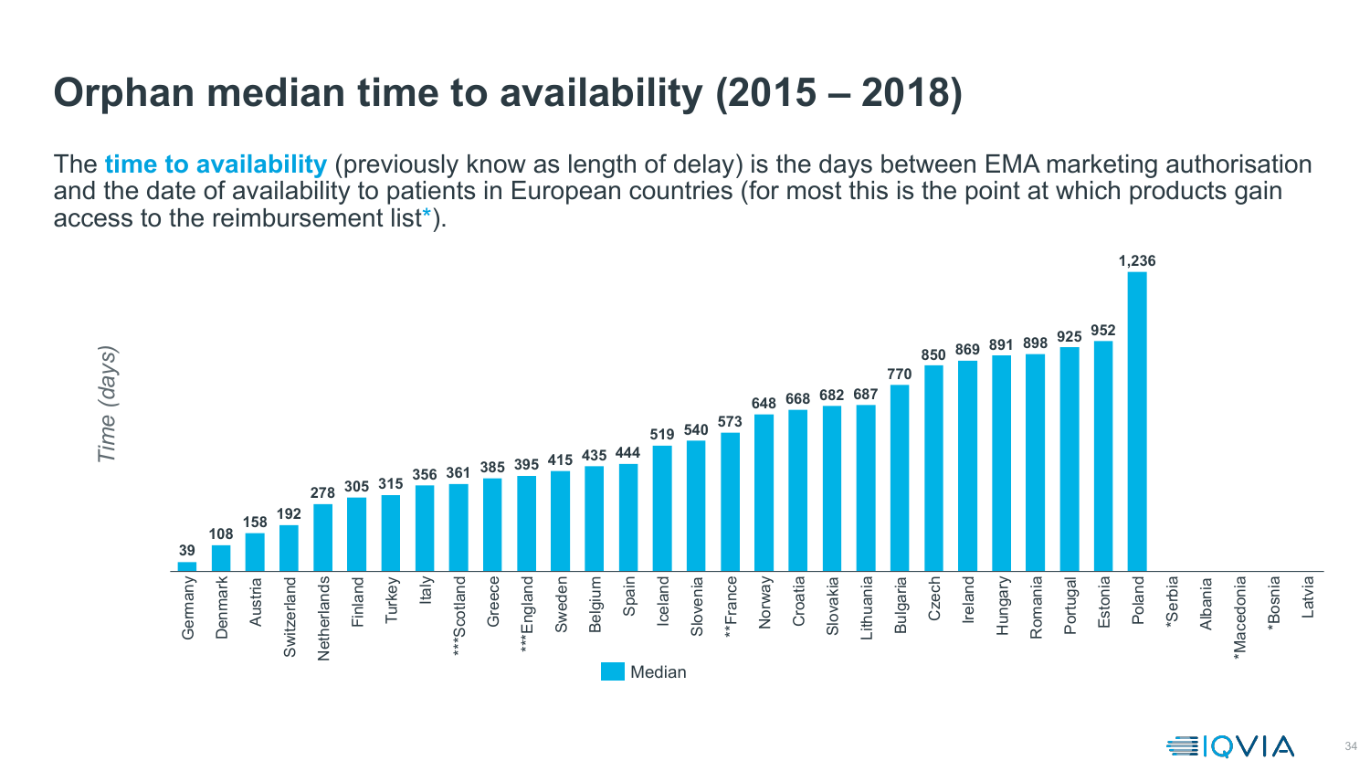# Orphan median time to availability (2015 – 2018)

The **time to availability** (previously know as length of delay) is the days between EMA marketing authorisation and the date of availability to patients in European countries (for most this is the point at which products gain access to the reimbursement list*).

| Country | Median time (days) |
| --- | --- |
| Germany | 39 |
| Denmark | 108 |
| Austria | 158 |
| Switzerland | 192 |
| Netherlands | 278 |
| Finland | 305 |
| Turkey | 315 |
| Italy | 356 |
| ***Scotland | 361 |
| Greece | 385 |
| ***England | 395 |
| Sweden | 415 |
| Belgium | 435 |
| Spain | 444 |
| Iceland | 519 |
| Slovenia | 540 |
| **France | 573 |
| Norway | 648 |
| Croatia | 668 |
| Slovakia | 682 |
| Lithuania | 687 |
| Bulgaria | 770 |
| Czech | 850 |
| Ireland | 869 |
| Hungary | 891 |
| Romania | 898 |
| Portugal | 925 |
| Estonia | 952 |
| Poland | 1,236 |
| *Serbia | |
| Albania | |
| *Macedonia | |
| *Bosnia | |
| Latvia | |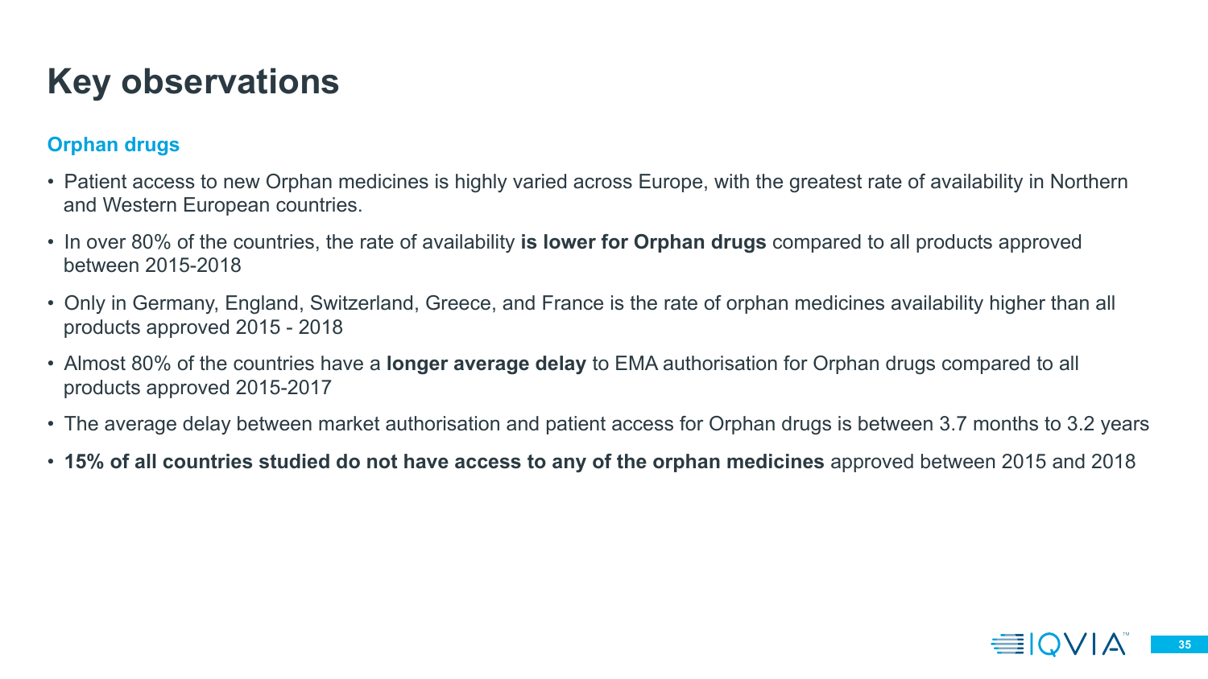# Key observations

## Orphan drugs

- Patient access to new Orphan medicines is highly varied across Europe, with the greatest rate of availability in Northern and Western European countries.
- In over 80% of the countries, the rate of availability **is lower for Orphan drugs** compared to all products approved between 2015-2018
- Only in Germany, England, Switzerland, Greece, and France is the rate of orphan medicines availability higher than all products approved 2015 - 2018
- Almost 80% of the countries have a **longer average delay** to EMA authorisation for Orphan drugs compared to all products approved 2015-2017
- The average delay between market authorisation and patient access for Orphan drugs is between 3.7 months to 3.2 years
- **15% of all countries studied do not have access to any of the orphan medicines** approved between 2015 and 2018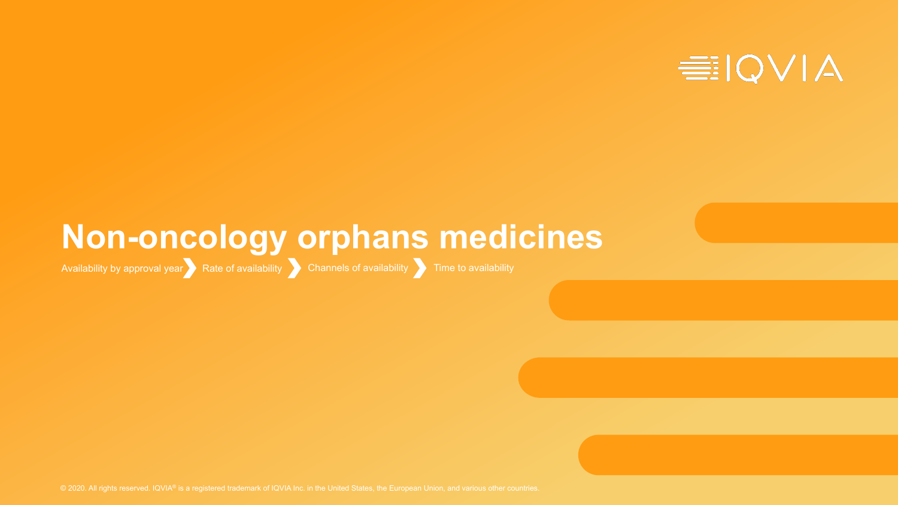# Non-oncology orphans medicines

Availability by approval year ❯ Rate of availability ❯ Channels of availability ❯ Time to availability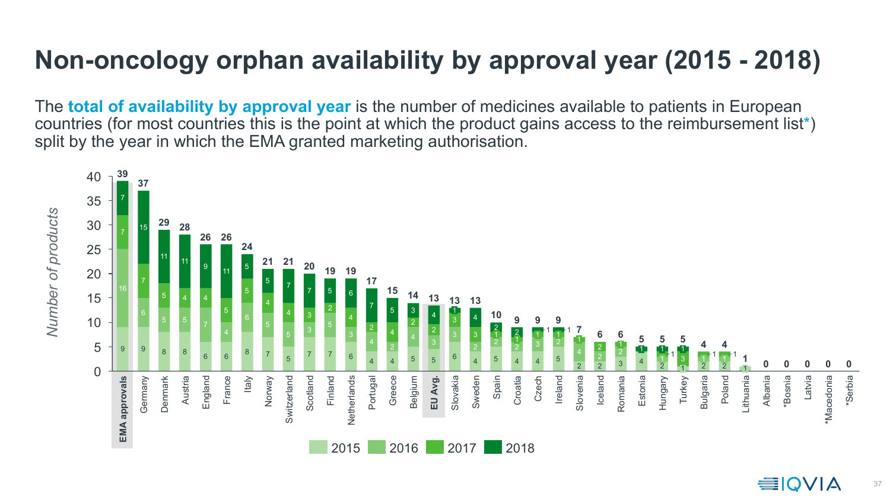# Non-oncology orphan availability by approval year (2015 - 2018)

The **total of availability by approval year** is the number of medicines available to patients in European countries (for most countries this is the point at which the product gains access to the reimbursement list*) split by the year in which the EMA granted marketing authorisation.

| Country | 2015 | 2016 | 2017 | 2018 | Total |
|---|---|---|---|---|---|
| **EMA approvals** | 9 | 16 | 7 | 7 | 39 |
| Germany | 9 | 6 | 7 | 15 | 37 |
| Denmark | 8 | 5 | 5 | 11 | 29 |
| Austria | 8 | 5 | 4 | 11 | 28 |
| England | 6 | 7 | 4 | 9 | 26 |
| France | 6 | 4 | 5 | 11 | 26 |
| Italy | 8 | 6 | 5 | 5 | 24 |
| Norway | 7 | 5 | 4 | 5 | 21 |
| Switzerland | 5 | 5 | 4 | 7 | 21 |
| Scotland | 7 | 3 | 3 | 7 | 20 |
| Finland | 7 | 5 | 2 | 5 | 19 |
| Netherlands | 6 | 3 | 4 | 6 | 19 |
| Portugal | 4 | 4 | 2 | 7 | 17 |
| Greece | 4 | 2 | 4 | 5 | 15 |
| Belgium | 5 | 4 | 2 | 3 | 14 |
| **EU Avg.** | 5 | 3 | 2 | 4 | 13 |
| Slovakia | 6 | 3 | 3 | 1 | 13 |
| Sweden | 4 | 2 | 3 | 4 | 13 |
| Spain | 5 | 2 | 1 | 2 | 10 |
| Croatia | 4 | 2 | 1 | 2 | 9 |
| Czech | 4 | 3 | 1 | 1 | 9 |
| Ireland | 5 | 2 | 1 | 1 | 9 |
| Slovenia | 2 | 4 | 1 | | 7 |
| Iceland | 2 | 2 | 2 | | 6 |
| Romania | 3 | 2 | 1 | | 6 |
| Estonia | 4 | | | 1 | 5 |
| Hungary | 2 | 1 | 1 | 1 | 5 |
| Turkey | 1 | | 3 | 1 | 5 |
| Bulgaria | 2 | 1 | 1 | | 4 |
| Poland | 2 | 1 | 1 | | 4 |
| Lithuania | 1 | | | | 1 |
| Albania | | | | | 0 |
| *Bosnia | | | | | 0 |
| Latvia | | | | | 0 |
| *Macedonia | | | | | 0 |
| *Serbia | | | | | 0 |

*Number of products*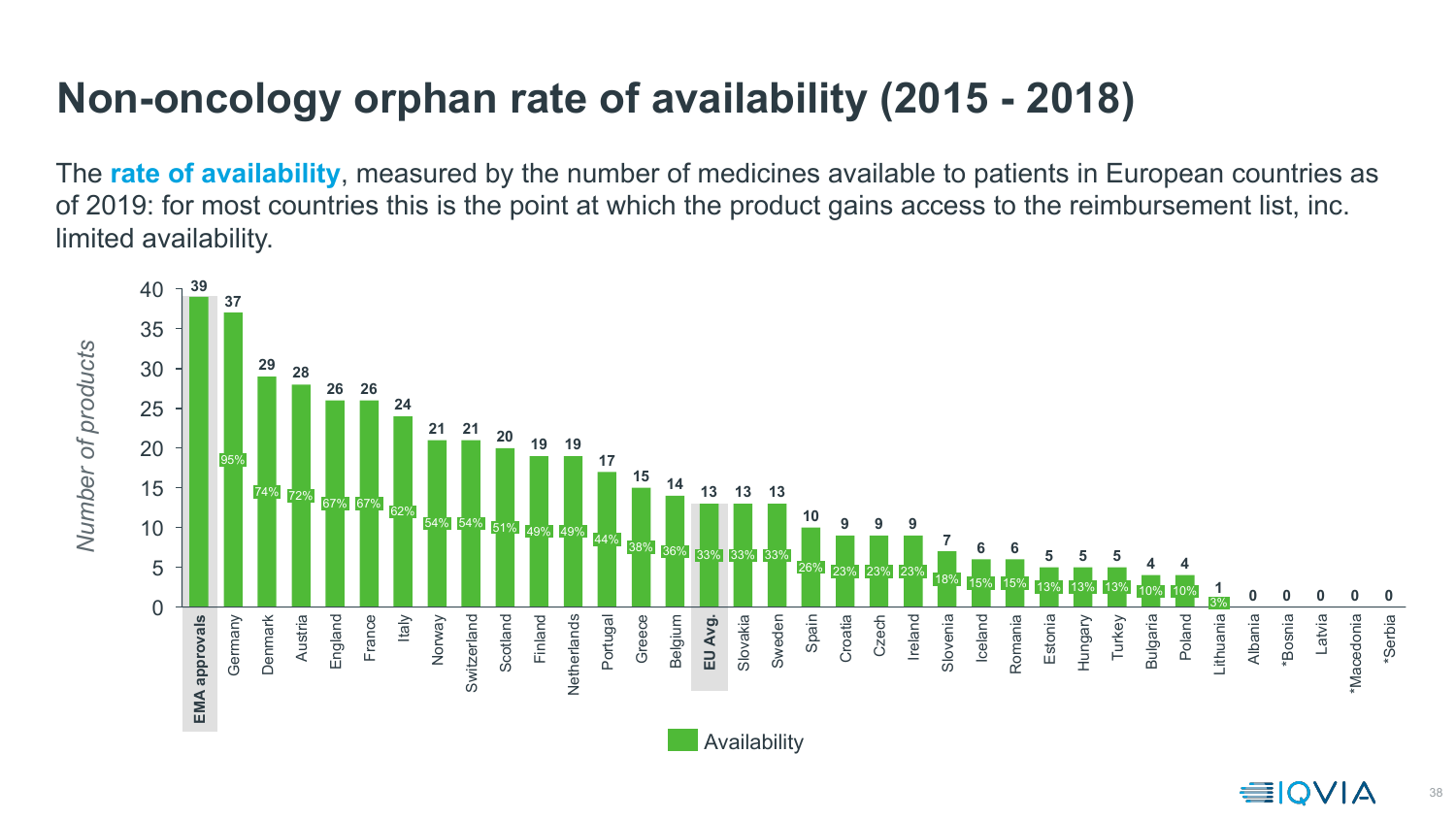# Non-oncology orphan rate of availability (2015 - 2018)

The **rate of availability**, measured by the number of medicines available to patients in European countries as of 2019: for most countries this is the point at which the product gains access to the reimbursement list, inc. limited availability.

| Country | Number of products (Availability) | Rate |
|---|---|---|
| **EMA approvals** | 39 | |
| Germany | 37 | 95% |
| Denmark | 29 | 74% |
| Austria | 28 | 72% |
| England | 26 | 67% |
| France | 26 | 67% |
| Italy | 24 | 62% |
| Norway | 21 | 54% |
| Switzerland | 21 | 54% |
| Scotland | 20 | 51% |
| Finland | 19 | 49% |
| Netherlands | 19 | 49% |
| Portugal | 17 | 44% |
| Greece | 15 | 38% |
| Belgium | 14 | 36% |
| **EU Avg.** | 13 | 33% |
| Slovakia | 13 | 33% |
| Sweden | 13 | 33% |
| Spain | 10 | 26% |
| Croatia | 9 | 23% |
| Czech | 9 | 23% |
| Ireland | 9 | 23% |
| Slovenia | 7 | 18% |
| Iceland | 6 | 15% |
| Romania | 6 | 15% |
| Estonia | 5 | 13% |
| Hungary | 5 | 13% |
| Turkey | 5 | 13% |
| Bulgaria | 4 | 10% |
| Poland | 4 | 10% |
| Lithuania | 1 | 3% |
| Albania | 0 | |
| *Bosnia | 0 | |
| Latvia | 0 | |
| *Macedonia | 0 | |
| *Serbia | 0 | |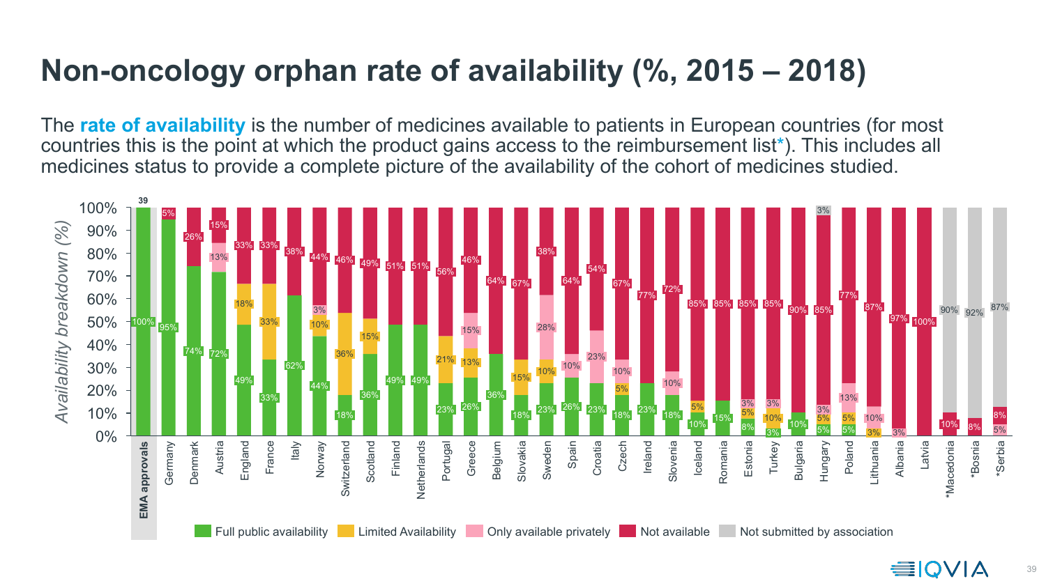# Non-oncology orphan rate of availability (%, 2015 – 2018)

The **rate of availability** is the number of medicines available to patients in European countries (for most countries this is the point at which the product gains access to the reimbursement list*). This includes all medicines status to provide a complete picture of the availability of the cohort of medicines studied.

| Country | Full public availability | Limited Availability | Only available privately | Not available | Not submitted by association |
|---|---|---|---|---|---|
| EMA approvals (39) | 100% | | | | |
| Germany | 95% | | | 5% | |
| Denmark | 74% | | | 26% | |
| Austria | 72% | | 13% | 15% | |
| England | 49% | 18% | | 33% | |
| France | 33% | 33% | | 33% | |
| Italy | 62% | | | 38% | |
| Norway | 44% | 10% | 3% | 44% | |
| Switzerland | 18% | 36% | | 46% | |
| Scotland | 36% | 15% | | 49% | |
| Finland | 49% | | | 51% | |
| Netherlands | 49% | | | 51% | |
| Portugal | 23% | 21% | | 56% | |
| Greece | 26% | 13% | 15% | 46% | |
| Belgium | 36% | | | 64% | |
| Slovakia | 18% | 15% | | 67% | |
| Sweden | 23% | 10% | 28% | 38% | |
| Spain | 26% | | 10% | 64% | |
| Croatia | 23% | | 23% | 54% | |
| Czech | 18% | 5% | 10% | 67% | |
| Ireland | 23% | | | 77% | |
| Slovenia | 18% | | 10% | 72% | |
| Iceland | 10% | 5% | | 85% | |
| Romania | 15% | | | 85% | |
| Estonia | 8% | 5% | 3% | 85% | |
| Turkey | 3% | 10% | 3% | 85% | |
| Bulgaria | 10% | | | 90% | |
| Hungary | 5% | 5% | 3% | 85% | 3% |
| Poland | 5% | 5% | 13% | 77% | |
| Lithuania | | 3% | 10% | 87% | |
| Albania | | | 3% | 97% | |
| Latvia | | | | 100% | |
| *Macedonia | | | | 10% | 90% |
| *Bosnia | | | | 8% | 92% |
| *Serbia | | | 5% | 8% | 87% |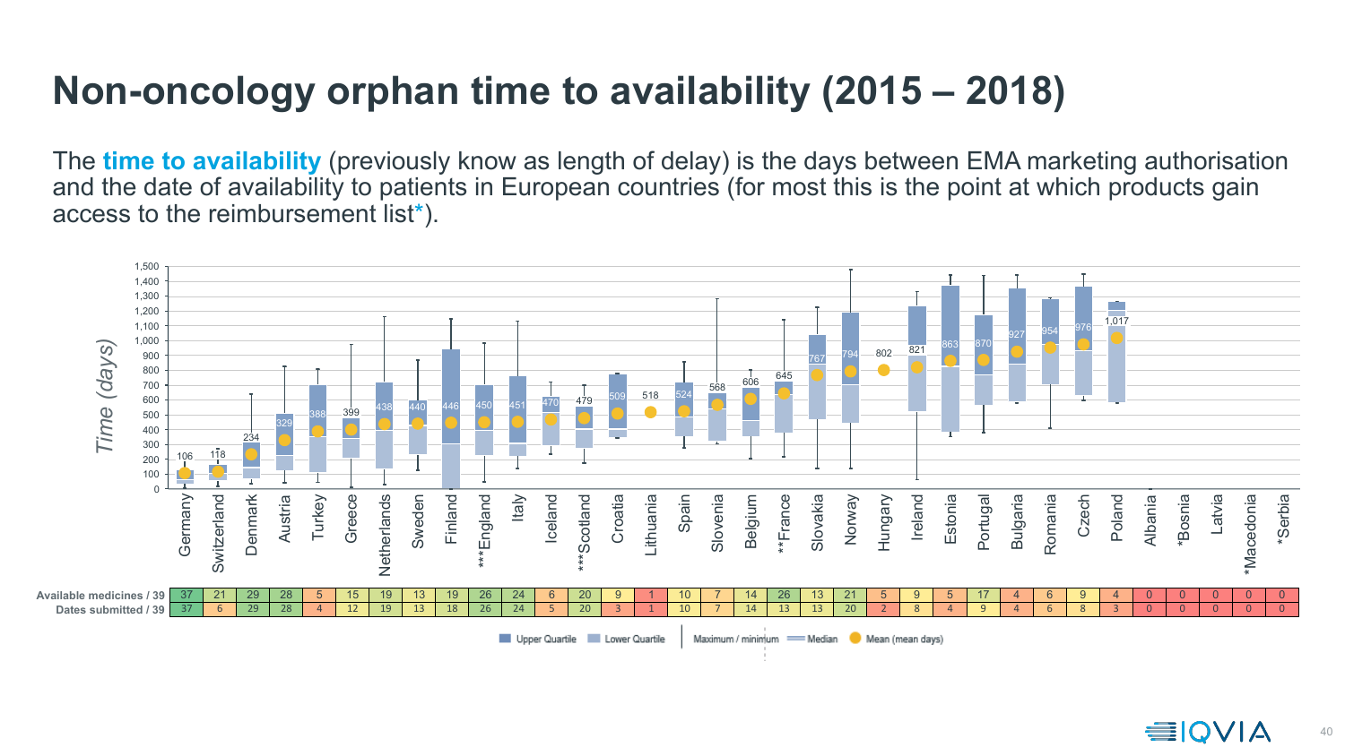# Non-oncology orphan time to availability (2015 – 2018)

The **time to availability** (previously know as length of delay) is the days between EMA marketing authorisation and the date of availability to patients in European countries (for most this is the point at which products gain access to the reimbursement list*).

| Country | Mean (days) | Available medicines / 39 | Dates submitted / 39 |
|---|---|---|---|
| Germany | 106 | 37 | 37 |
| Switzerland | 118 | 21 | 6 |
| Denmark | 234 | 29 | 29 |
| Austria | 329 | 28 | 28 |
| Turkey | 388 | 5 | 4 |
| Greece | 399 | 15 | 12 |
| Netherlands | 438 | 19 | 19 |
| Sweden | 440 | 13 | 13 |
| Finland | 446 | 19 | 18 |
| ***England | 450 | 26 | 26 |
| Italy | 451 | 24 | 24 |
| Iceland | 470 | 6 | 5 |
| ***Scotland | 479 | 20 | 20 |
| Croatia | 509 | 9 | 3 |
| Lithuania | 518 | 1 | 1 |
| Spain | 524 | 10 | 10 |
| Slovenia | 568 | 7 | 7 |
| Belgium | 606 | 14 | 14 |
| **France | 645 | 26 | 13 |
| Slovakia | 767 | 13 | 13 |
| Norway | 794 | 21 | 20 |
| Hungary | 802 | 5 | 2 |
| Ireland | 821 | 9 | 8 |
| Estonia | 863 | 5 | 4 |
| Portugal | 870 | 17 | 9 |
| Bulgaria | 927 | 4 | 4 |
| Romania | 954 | 6 | 6 |
| Czech | 976 | 9 | 8 |
| Poland | 1,017 | 4 | 3 |
| Albania | | 0 | 0 |
| *Bosnia | | 0 | 0 |
| Latvia | | 0 | 0 |
| *Macedonia | | 0 | 0 |
| *Serbia | | 0 | 0 |

Time (days)

Upper Quartile | Lower Quartile | Maximum / minimum | Median | Mean (mean days)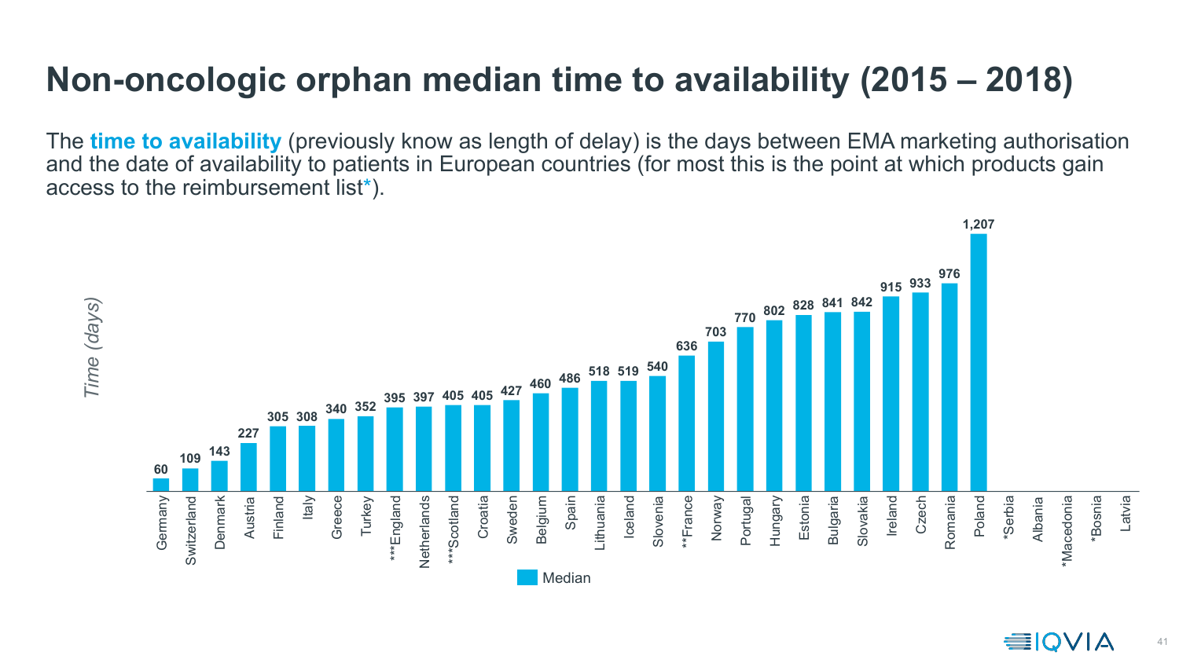# Non-oncologic orphan median time to availability (2015 – 2018)

The **time to availability** (previously know as length of delay) is the days between EMA marketing authorisation and the date of availability to patients in European countries (for most this is the point at which products gain access to the reimbursement list*).

| Country | Median time (days) |
|---|---|
| Germany | 60 |
| Switzerland | 109 |
| Denmark | 143 |
| Austria | 227 |
| Finland | 305 |
| Italy | 308 |
| Greece | 340 |
| Turkey | 352 |
| ***England | 395 |
| Netherlands | 397 |
| ***Scotland | 405 |
| Croatia | 405 |
| Sweden | 427 |
| Belgium | 460 |
| Spain | 486 |
| Lithuania | 518 |
| Iceland | 519 |
| Slovenia | 540 |
| **France | 636 |
| Norway | 703 |
| Portugal | 770 |
| Hungary | 802 |
| Estonia | 828 |
| Bulgaria | 841 |
| Slovakia | 842 |
| Ireland | 915 |
| Czech | 933 |
| Romania | 976 |
| Poland | 1,207 |
| *Serbia | |
| Albania | |
| *Macedonia | |
| *Bosnia | |
| Latvia | |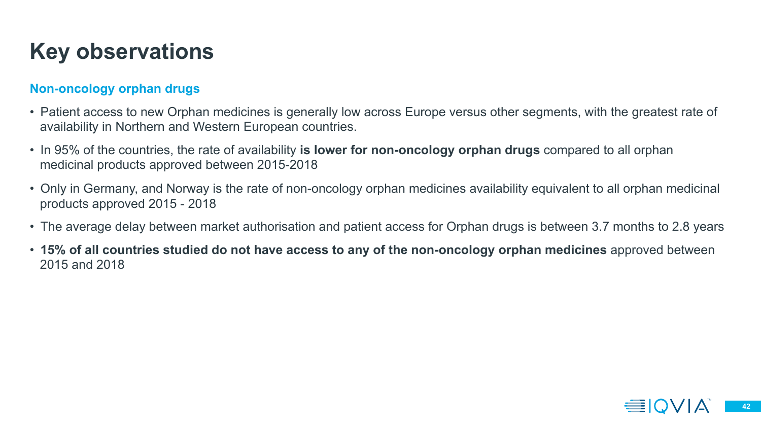# Key observations

### Non-oncology orphan drugs

- Patient access to new Orphan medicines is generally low across Europe versus other segments, with the greatest rate of availability in Northern and Western European countries.
- In 95% of the countries, the rate of availability **is lower for non-oncology orphan drugs** compared to all orphan medicinal products approved between 2015-2018
- Only in Germany, and Norway is the rate of non-oncology orphan medicines availability equivalent to all orphan medicinal products approved 2015 - 2018
- The average delay between market authorisation and patient access for Orphan drugs is between 3.7 months to 2.8 years
- **15% of all countries studied do not have access to any of the non-oncology orphan medicines** approved between 2015 and 2018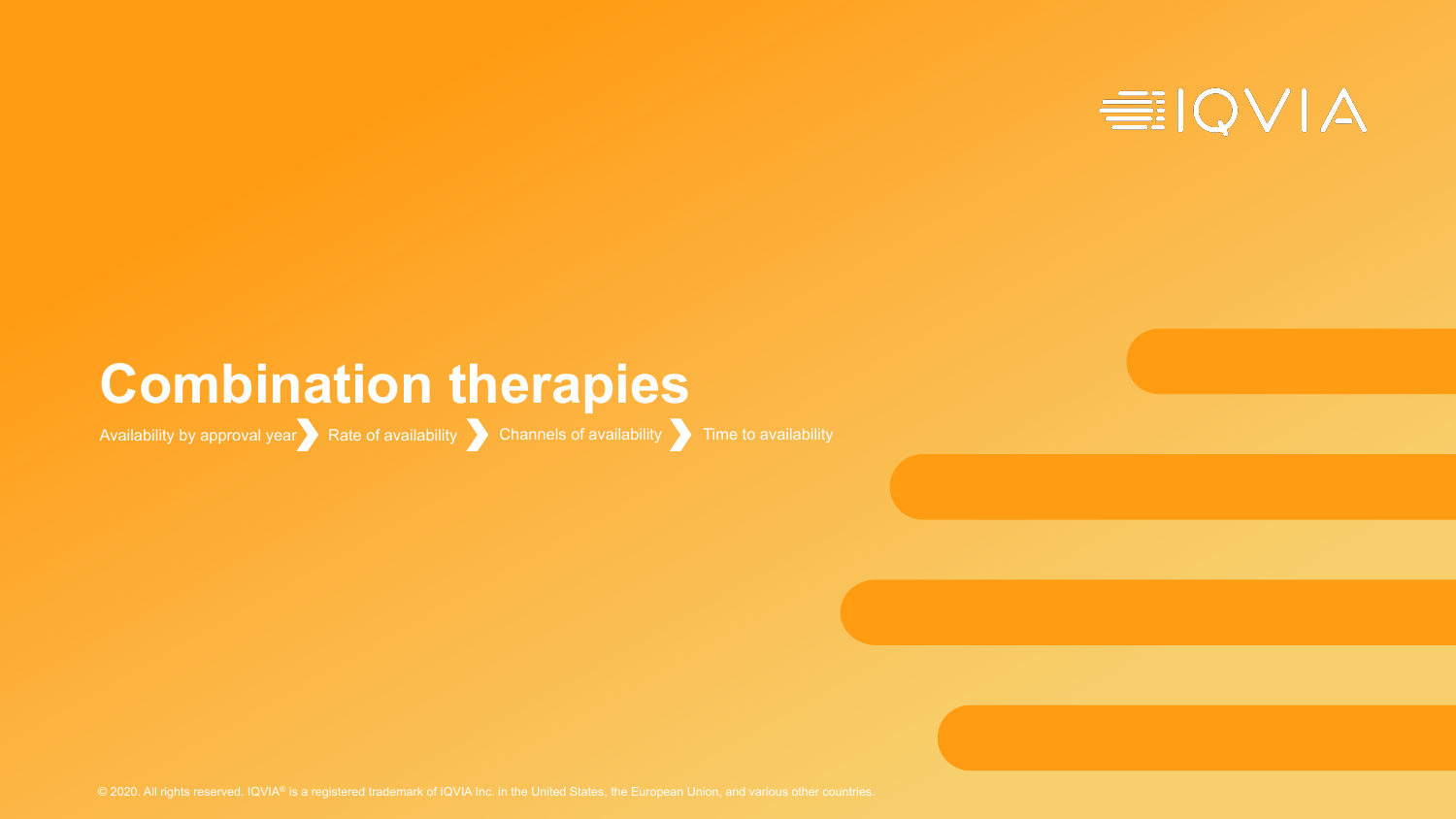# Combination therapies

Availability by approval year ❯ Rate of availability ❯ Channels of availability ❯ Time to availability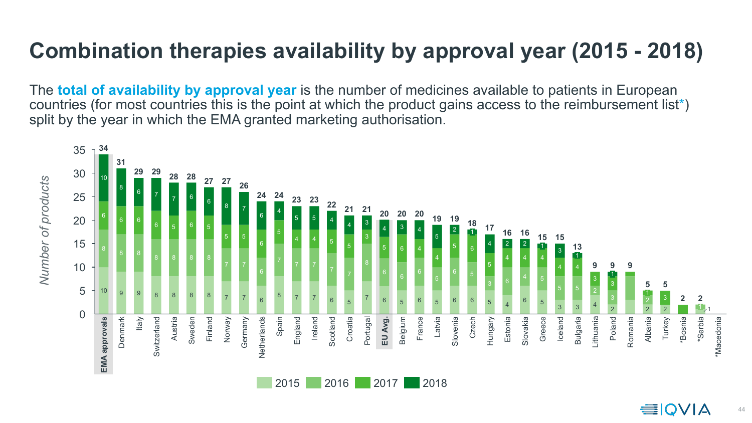# Combination therapies availability by approval year (2015 - 2018)

The **total of availability by approval year** is the number of medicines available to patients in European countries (for most countries this is the point at which the product gains access to the reimbursement list*) split by the year in which the EMA granted marketing authorisation.

| Country | 2015 | 2016 | 2017 | 2018 | Total |
|---|---|---|---|---|---|
| EMA approvals | 10 | 8 | 6 | 10 | 34 |
| Denmark | 9 | 8 | 6 | 8 | 31 |
| Italy | 9 | 8 | 6 | 6 | 29 |
| Switzerland | 8 | 8 | 6 | 7 | 29 |
| Austria | 8 | 8 | 5 | 7 | 28 |
| Sweden | 8 | 8 | 6 | 6 | 28 |
| Finland | 8 | 8 | 5 | 6 | 27 |
| Norway | 7 | 7 | 5 | 8 | 27 |
| Germany | 7 | 7 | 5 | 7 | 26 |
| Netherlands | 6 | 6 | 6 | 6 | 24 |
| Spain | 8 | 7 | 5 | 4 | 24 |
| England | 7 | 7 | 4 | 5 | 23 |
| Ireland | 7 | 7 | 4 | 5 | 23 |
| Scotland | 6 | 7 | 5 | 4 | 22 |
| Croatia | 5 | 7 | 5 | 4 | 21 |
| Portugal | 7 | 8 | 3 | 3 | 21 |
| EU Avg. | 6 | 6 | 5 | 4 | 20 |
| Belgium | 5 | 6 | 6 | 3 | 20 |
| France | 6 | 6 | 4 | 4 | 20 |
| Latvia | 5 | 5 | 4 | 5 | 19 |
| Slovenia | 6 | 6 | 5 | 2 | 19 |
| Czech | 6 | 5 | 6 | 1 | 18 |
| Hungary | 5 | 3 | 5 | 4 | 17 |
| Estonia | 4 | 6 | 4 | 2 | 16 |
| Slovakia | 6 | 4 | 4 | 2 | 16 |
| Greece | 5 | 5 | 4 | 1 | 15 |
| Iceland | 3 | 5 | 4 | 3 | 15 |
| Bulgaria | 3 | 5 | 4 | 1 | 13 |
| Lithuania | 4 | 2 | 3 | | 9 |
| Poland | 2 | 3 | 3 | 1 | 9 |
| Romania | | | | | 9 |
| Albania | 2 | 2 | 1 | | 5 |
| Turkey | 2 | | 3 | | 5 |
| *Bosnia | | | | | 2 |
| *Serbia | 1 | 1 | | | 2 |
| *Macedonia | | | | | |

Number of products

Legend: 2015, 2016, 2017, 2018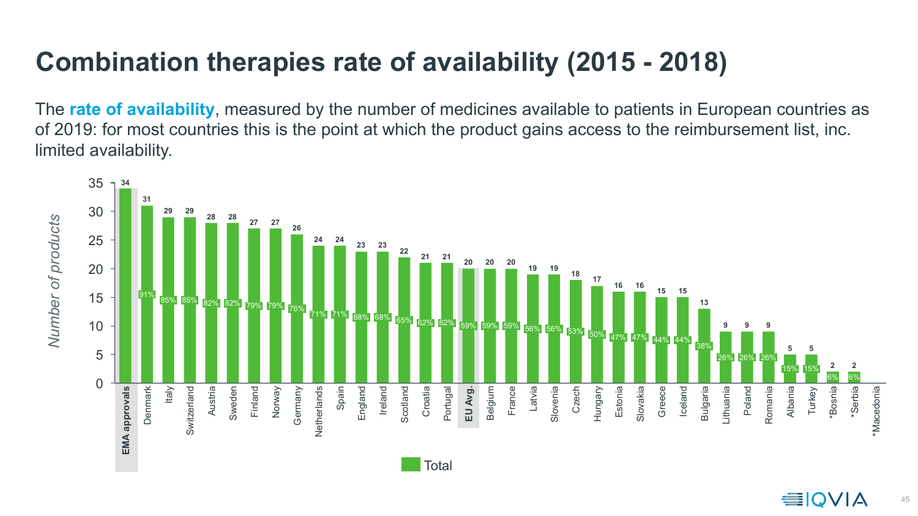# Combination therapies rate of availability (2015 - 2018)

The **rate of availability**, measured by the number of medicines available to patients in European countries as of 2019: for most countries this is the point at which the product gains access to the reimbursement list, inc. limited availability.

| Country | Number of products (Total) | Rate of availability |
|---|---|---|
| **EMA approvals** | 34 | |
| Denmark | 31 | 91% |
| Italy | 29 | 85% |
| Switzerland | 29 | 85% |
| Austria | 28 | 82% |
| Sweden | 28 | 82% |
| Finland | 27 | 79% |
| Norway | 27 | 79% |
| Germany | 26 | 76% |
| Netherlands | 24 | 71% |
| Spain | 24 | 71% |
| England | 23 | 68% |
| Ireland | 23 | 68% |
| Scotland | 22 | 65% |
| Croatia | 21 | 62% |
| Portugal | 21 | 62% |
| **EU Avg.** | 20 | 59% |
| Belgium | 20 | 59% |
| France | 20 | 59% |
| Latvia | 19 | 56% |
| Slovenia | 19 | 56% |
| Czech | 18 | 53% |
| Hungary | 17 | 50% |
| Estonia | 16 | 47% |
| Slovakia | 16 | 47% |
| Greece | 15 | 44% |
| Iceland | 15 | 44% |
| Bulgaria | 13 | 38% |
| Lithuania | 9 | 26% |
| Poland | 9 | 26% |
| Romania | 9 | 26% |
| Albania | 5 | 15% |
| Turkey | 5 | 15% |
| *Bosnia | 2 | 6% |
| *Serbia | 2 | 6% |
| *Macedonia | | |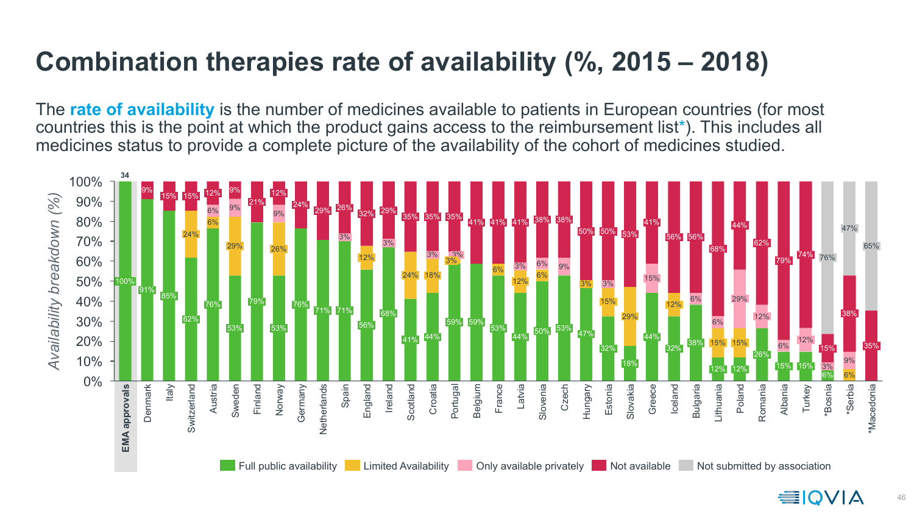# Combination therapies rate of availability (%, 2015 – 2018)

The **rate of availability** is the number of medicines available to patients in European countries (for most countries this is the point at which the product gains access to the reimbursement list*). This includes all medicines status to provide a complete picture of the availability of the cohort of medicines studied.

Availability breakdown (%)

| Country | Full public availability | Limited Availability | Only available privately | Not available | Not submitted by association |
|---|---|---|---|---|---|
| **EMA approvals** (34) | 100% | | | | |
| Denmark | 91% | | | 9% | |
| Italy | 85% | | | 15% | |
| Switzerland | 62% | 24% | | 15% | |
| Austria | 76% | 6% | 6% | 12% | |
| Sweden | 53% | 29% | 9% | 9% | |
| Finland | 79% | | | 21% | |
| Norway | 53% | 26% | 9% | 12% | |
| Germany | 76% | | | 24% | |
| Netherlands | 71% | | | 29% | |
| Spain | 71% | | 3% | 26% | |
| England | 56% | 12% | | 32% | |
| Ireland | 68% | | 3% | 29% | |
| Scotland | 41% | 24% | | 35% | |
| Croatia | 44% | 18% | 3% | 35% | |
| Portugal | 59% | 3% | 3% | 35% | |
| Belgium | 59% | | | 41% | |
| France | 53% | 6% | | 41% | |
| Latvia | 44% | 12% | 3% | 41% | |
| Slovenia | 50% | 6% | 6% | 38% | |
| Czech | 53% | | 9% | 38% | |
| Hungary | 47% | 3% | | 50% | |
| Estonia | 32% | 15% | 3% | 50% | |
| Slovakia | 18% | 29% | | 53% | |
| Greece | 44% | | 15% | 41% | |
| Iceland | 32% | 12% | | 56% | |
| Bulgaria | 38% | | 6% | 56% | |
| Lithuania | 12% | 15% | 6% | 68% | |
| Poland | 12% | 15% | 29% | 44% | |
| Romania | 26% | | 12% | 62% | |
| Albania | 15% | | 6% | 79% | |
| Turkey | 15% | | 12% | 74% | |
| *Bosnia | 6% | | 3% | 15% | 76% |
| *Serbia | | 6% | 9% | 38% | 47% |
| *Macedonia | | | | 35% | 65% |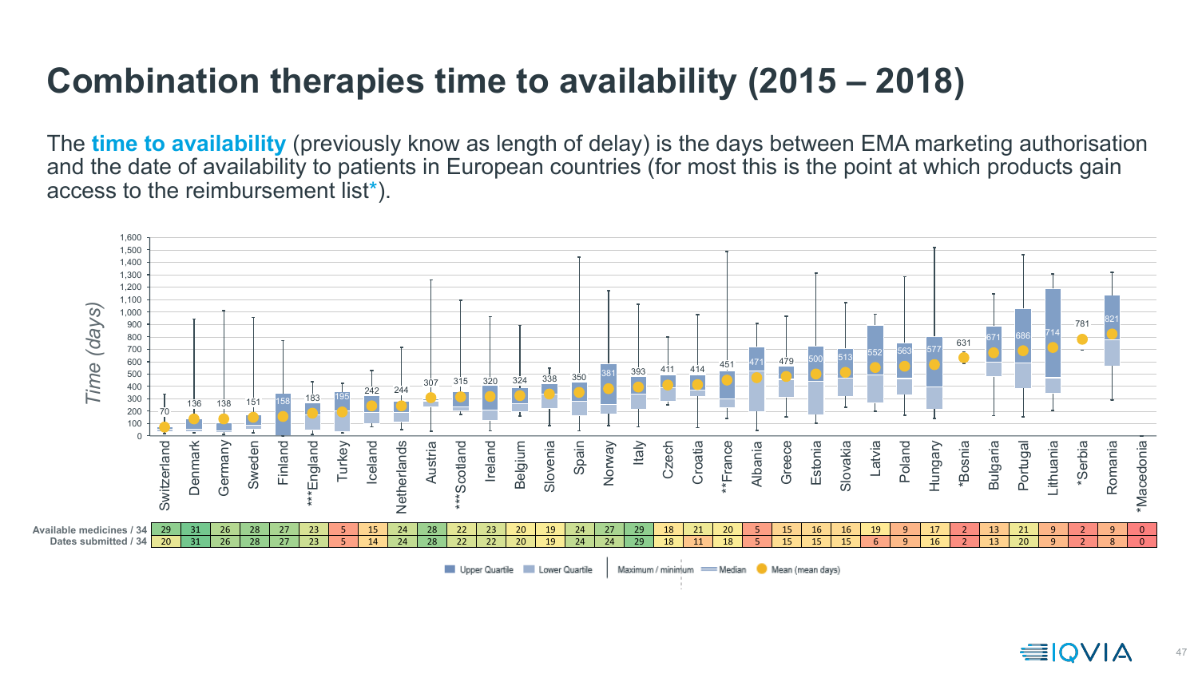# Combination therapies time to availability (2015 – 2018)

The **time to availability** (previously know as length of delay) is the days between EMA marketing authorisation and the date of availability to patients in European countries (for most this is the point at which products gain access to the reimbursement list*).

| Country | Mean (days) | Available medicines / 34 | Dates submitted / 34 |
|---|---|---|---|
| Switzerland | 70 | 29 | 20 |
| Denmark | 136 | 31 | 31 |
| Germany | 138 | 26 | 26 |
| Sweden | 151 | 28 | 28 |
| Finland | 158 | 27 | 27 |
| ***England | 183 | 23 | 23 |
| Turkey | 195 | 5 | 5 |
| Iceland | 242 | 15 | 14 |
| Netherlands | 244 | 24 | 24 |
| Austria | 307 | 28 | 28 |
| ***Scotland | 315 | 22 | 22 |
| Ireland | 320 | 23 | 22 |
| Belgium | 324 | 20 | 20 |
| Slovenia | 338 | 19 | 19 |
| Spain | 350 | 24 | 24 |
| Norway | 381 | 27 | 24 |
| Italy | 393 | 29 | 29 |
| Czech | 411 | 18 | 18 |
| Croatia | 414 | 21 | 11 |
| **France | 451 | 20 | 18 |
| Albania | 471 | 5 | 5 |
| Greece | 479 | 15 | 15 |
| Estonia | 500 | 16 | 15 |
| Slovakia | 513 | 16 | 15 |
| Latvia | 552 | 19 | 6 |
| Poland | 563 | 9 | 9 |
| Hungary | 577 | 17 | 16 |
| *Bosnia | 631 | 2 | 2 |
| Bulgaria | 671 | 13 | 13 |
| Portugal | 686 | 21 | 20 |
| Lithuania | 714 | 9 | 9 |
| *Serbia | 781 | 2 | 2 |
| Romania | 821 | 9 | 8 |
| *Macedonia | | 0 | 0 |

Time (days)

Upper Quartile | Lower Quartile | Maximum / minimum | Median | Mean (mean days)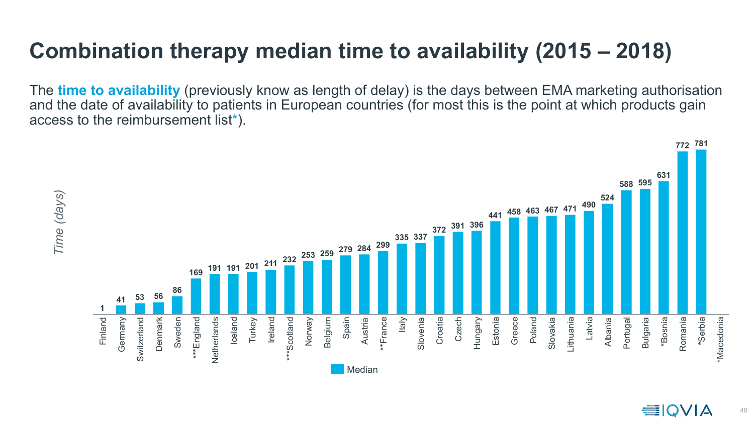# Combination therapy median time to availability (2015 – 2018)

The **time to availability** (previously know as length of delay) is the days between EMA marketing authorisation and the date of availability to patients in European countries (for most this is the point at which products gain access to the reimbursement list*).

| Country | Median (days) |
|---|---|
| Finland | 1 |
| Germany | 41 |
| Switzerland | 53 |
| Denmark | 56 |
| Sweden | 86 |
| ***England | 169 |
| Netherlands | 191 |
| Iceland | 191 |
| Turkey | 201 |
| Ireland | 211 |
| ***Scotland | 232 |
| Norway | 253 |
| Belgium | 259 |
| Spain | 279 |
| Austria | 284 |
| **France | 299 |
| Italy | 335 |
| Slovenia | 337 |
| Croatia | 372 |
| Czech | 391 |
| Hungary | 396 |
| Estonia | 441 |
| Greece | 458 |
| Poland | 463 |
| Slovakia | 467 |
| Lithuania | 471 |
| Latvia | 490 |
| Albania | 524 |
| Portugal | 588 |
| Bulgaria | 595 |
| *Bosnia | 631 |
| Romania | 772 |
| *Serbia | 781 |
| *Macedonia | |

Time (days)

Median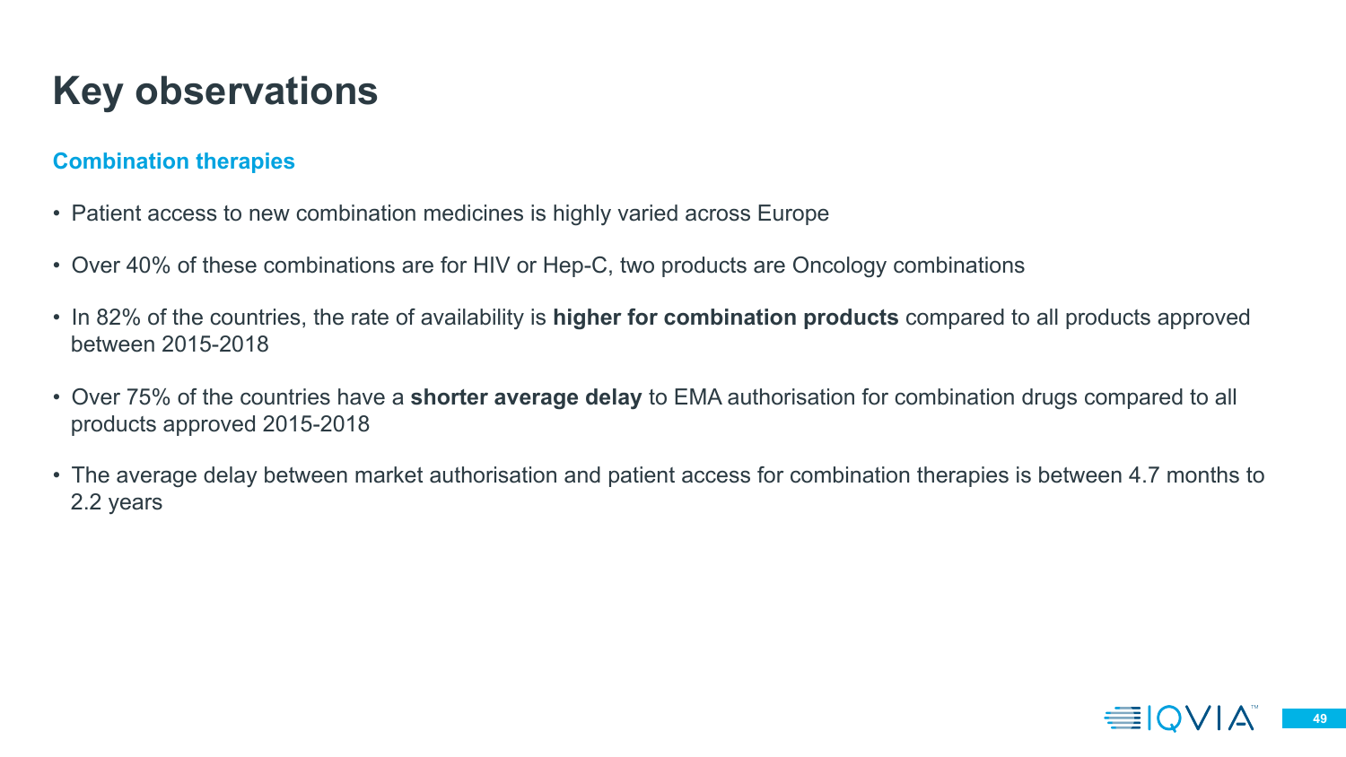# Key observations

## Combination therapies

- Patient access to new combination medicines is highly varied across Europe
- Over 40% of these combinations are for HIV or Hep-C, two products are Oncology combinations
- In 82% of the countries, the rate of availability is **higher for combination products** compared to all products approved between 2015-2018
- Over 75% of the countries have a **shorter average delay** to EMA authorisation for combination drugs compared to all products approved 2015-2018
- The average delay between market authorisation and patient access for combination therapies is between 4.7 months to 2.2 years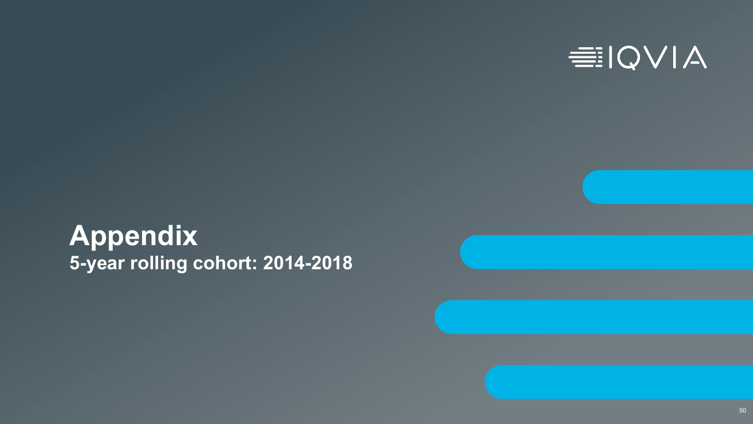# Appendix

**5-year rolling cohort: 2014-2018**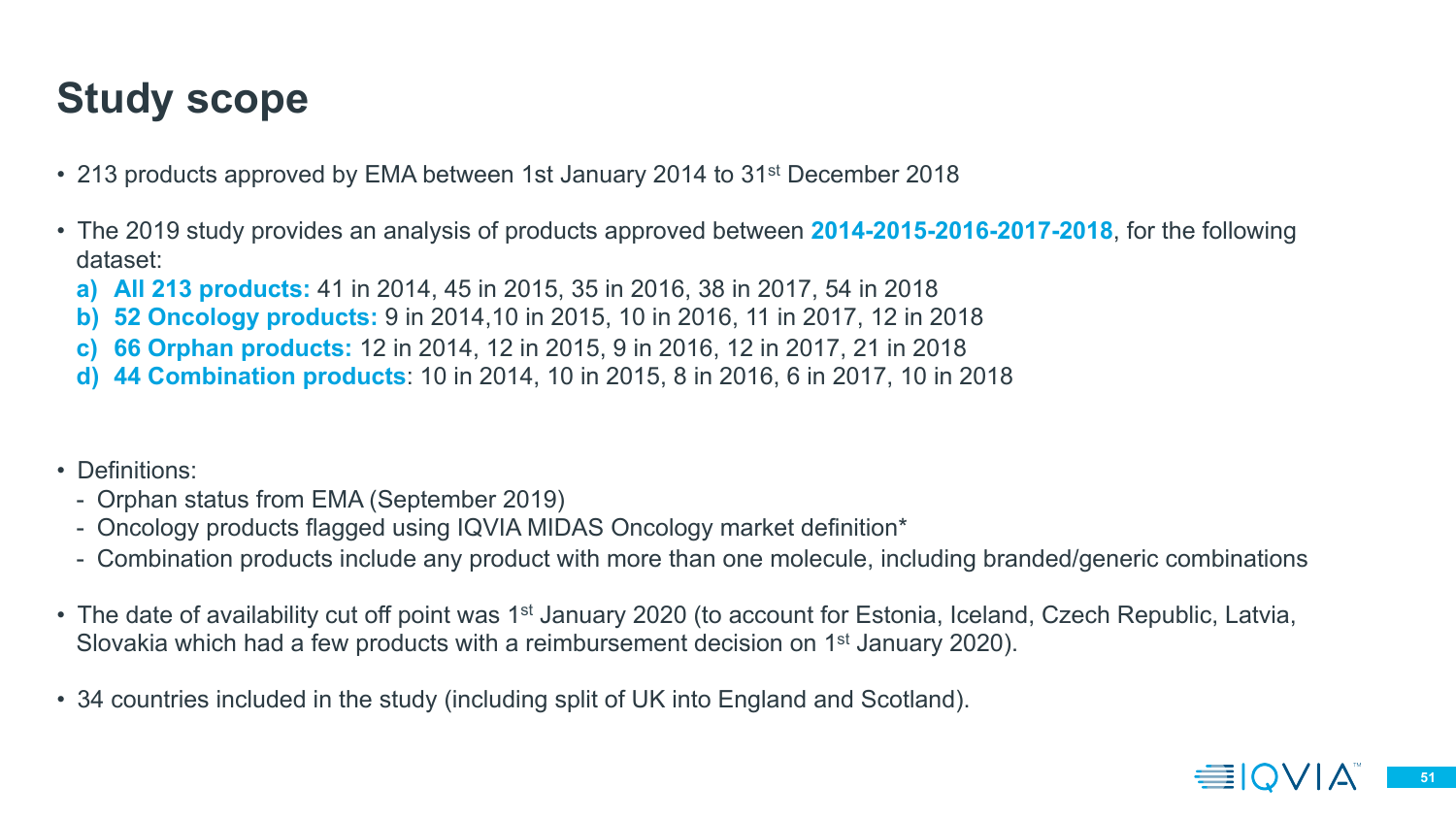# Study scope

- 213 products approved by EMA between 1st January 2014 to 31st December 2018
- The 2019 study provides an analysis of products approved between **2014-2015-2016-2017-2018**, for the following dataset:
  a) **All 213 products:** 41 in 2014, 45 in 2015, 35 in 2016, 38 in 2017, 54 in 2018
  b) **52 Oncology products:** 9 in 2014,10 in 2015, 10 in 2016, 11 in 2017, 12 in 2018
  c) **66 Orphan products:** 12 in 2014, 12 in 2015, 9 in 2016, 12 in 2017, 21 in 2018
  d) **44 Combination products**: 10 in 2014, 10 in 2015, 8 in 2016, 6 in 2017, 10 in 2018
- Definitions:
  - Orphan status from EMA (September 2019)
  - Oncology products flagged using IQVIA MIDAS Oncology market definition*
  - Combination products include any product with more than one molecule, including branded/generic combinations
- The date of availability cut off point was 1st January 2020 (to account for Estonia, Iceland, Czech Republic, Latvia, Slovakia which had a few products with a reimbursement decision on 1st January 2020).
- 34 countries included in the study (including split of UK into England and Scotland).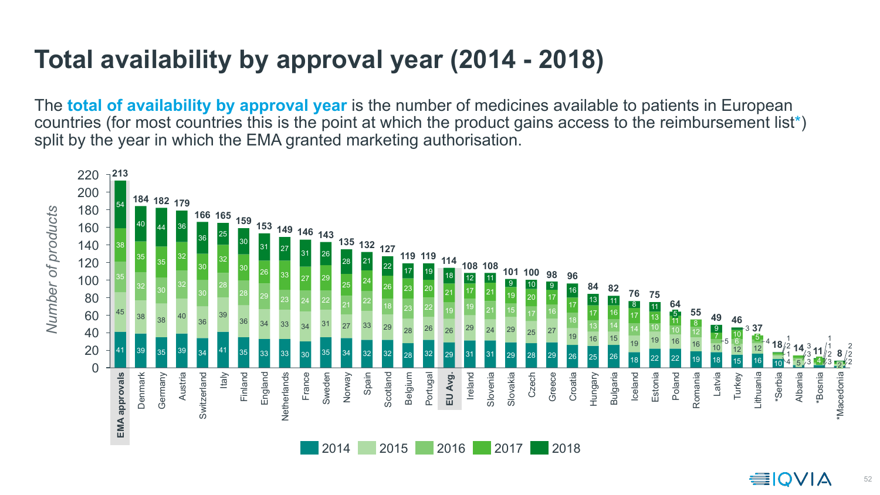# Total availability by approval year (2014 - 2018)

The **total of availability by approval year** is the number of medicines available to patients in European countries (for most countries this is the point at which the product gains access to the reimbursement list*) split by the year in which the EMA granted marketing authorisation.

*Number of products*

| Country | 2014 | 2015 | 2016 | 2017 | 2018 | Total |
|---|---|---|---|---|---|---|
| **EMA approvals** | 41 | 45 | 35 | 38 | 54 | 213 |
| Denmark | 39 | 38 | 32 | 35 | 40 | 184 |
| Germany | 35 | 38 | 30 | 35 | 44 | 182 |
| Austria | 39 | 40 | 32 | 32 | 36 | 179 |
| Switzerland | 34 | 36 | 30 | 30 | 36 | 166 |
| Italy | 41 | 39 | 28 | 32 | 25 | 165 |
| Finland | 35 | 36 | 28 | 30 | 30 | 159 |
| England | 33 | 34 | 29 | 26 | 31 | 153 |
| Netherlands | 33 | 33 | 23 | 33 | 27 | 149 |
| France | 30 | 34 | 24 | 27 | 31 | 146 |
| Sweden | 35 | 31 | 22 | 29 | 26 | 143 |
| Norway | 34 | 27 | 21 | 25 | 28 | 135 |
| Spain | 32 | 33 | 22 | 24 | 21 | 132 |
| Scotland | 32 | 29 | 18 | 26 | 22 | 127 |
| Belgium | 28 | 28 | 23 | 23 | 17 | 119 |
| Portugal | 32 | 26 | 22 | 20 | 19 | 119 |
| **EU Avg.** | 29 | 26 | 19 | 21 | 18 | 114 |
| Ireland | 31 | 29 | 19 | 17 | 12 | 108 |
| Slovenia | 31 | 24 | 21 | 21 | 11 | 108 |
| Slovakia | 29 | 29 | 15 | 19 | 9 | 101 |
| Czech | 28 | 25 | 17 | 20 | 10 | 100 |
| Greece | 29 | 27 | 16 | 17 | 9 | 98 |
| Croatia | 26 | 19 | 18 | 17 | 16 | 96 |
| Hungary | 25 | 16 | 13 | 17 | 13 | 84 |
| Bulgaria | 26 | 15 | 14 | 16 | 11 | 82 |
| Iceland | 18 | 19 | 14 | 17 | 8 | 76 |
| Estonia | 22 | 19 | 10 | 13 | 11 | 75 |
| Poland | 22 | 16 | 10 | 11 | 5 | 64 |
| Romania | 19 | 16 | 12 | 8 | | 55 |
| Latvia | 18 | 10 | 5 | 7 | 9 | 49 |
| Turkey | 15 | 12 | 6 | 10 | 3 | 46 |
| Lithuania | 16 | 12 | 4 | 5 | | 37 |
| *Serbia | 10 | 4 | 1 | 2 | 1 | 18 |
| Albania | | 5 | 3 | 3 | 3 | 14 |
| *Bosnia | 3 | 4 | 2 | 1 | 1 | 11 |
| *Macedonia | | 2 | 2 | 2 | 2 | 8 |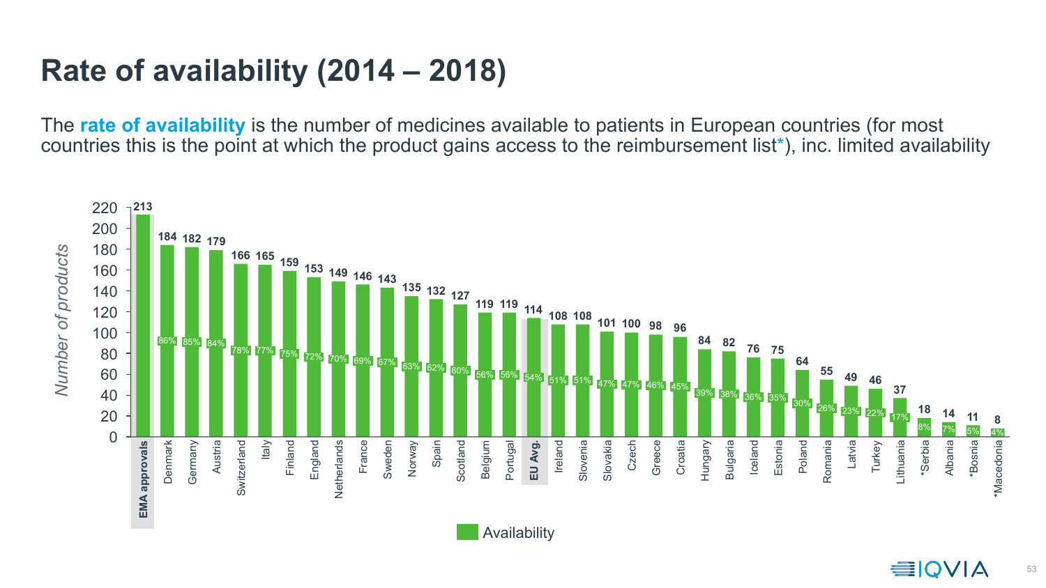# Rate of availability (2014 – 2018)

The **rate of availability** is the number of medicines available to patients in European countries (for most countries this is the point at which the product gains access to the reimbursement list*), inc. limited availability

| Country | Number of products | Availability (%) |
|---|---|---|
| **EMA approvals** | 213 | |
| Denmark | 184 | 86% |
| Germany | 182 | 85% |
| Austria | 179 | 84% |
| Switzerland | 166 | 78% |
| Italy | 165 | 77% |
| Finland | 159 | 75% |
| England | 153 | 72% |
| Netherlands | 149 | 70% |
| France | 146 | 69% |
| Sweden | 143 | 67% |
| Norway | 135 | 63% |
| Spain | 132 | 62% |
| Scotland | 127 | 60% |
| Belgium | 119 | 56% |
| Portugal | 119 | 56% |
| **EU Avg.** | 114 | 54% |
| Ireland | 108 | 51% |
| Slovenia | 108 | 51% |
| Slovakia | 101 | 47% |
| Czech | 100 | 47% |
| Greece | 98 | 46% |
| Croatia | 96 | 45% |
| Hungary | 84 | 39% |
| Bulgaria | 82 | 38% |
| Iceland | 76 | 36% |
| Estonia | 75 | 35% |
| Poland | 64 | 30% |
| Romania | 55 | 26% |
| Latvia | 49 | 23% |
| Turkey | 46 | 22% |
| Lithuania | 37 | 17% |
| *Serbia | 18 | 8% |
| Albania | 14 | 7% |
| *Bosnia | 11 | 5% |
| *Macedonia | 8 | 4% |

Availability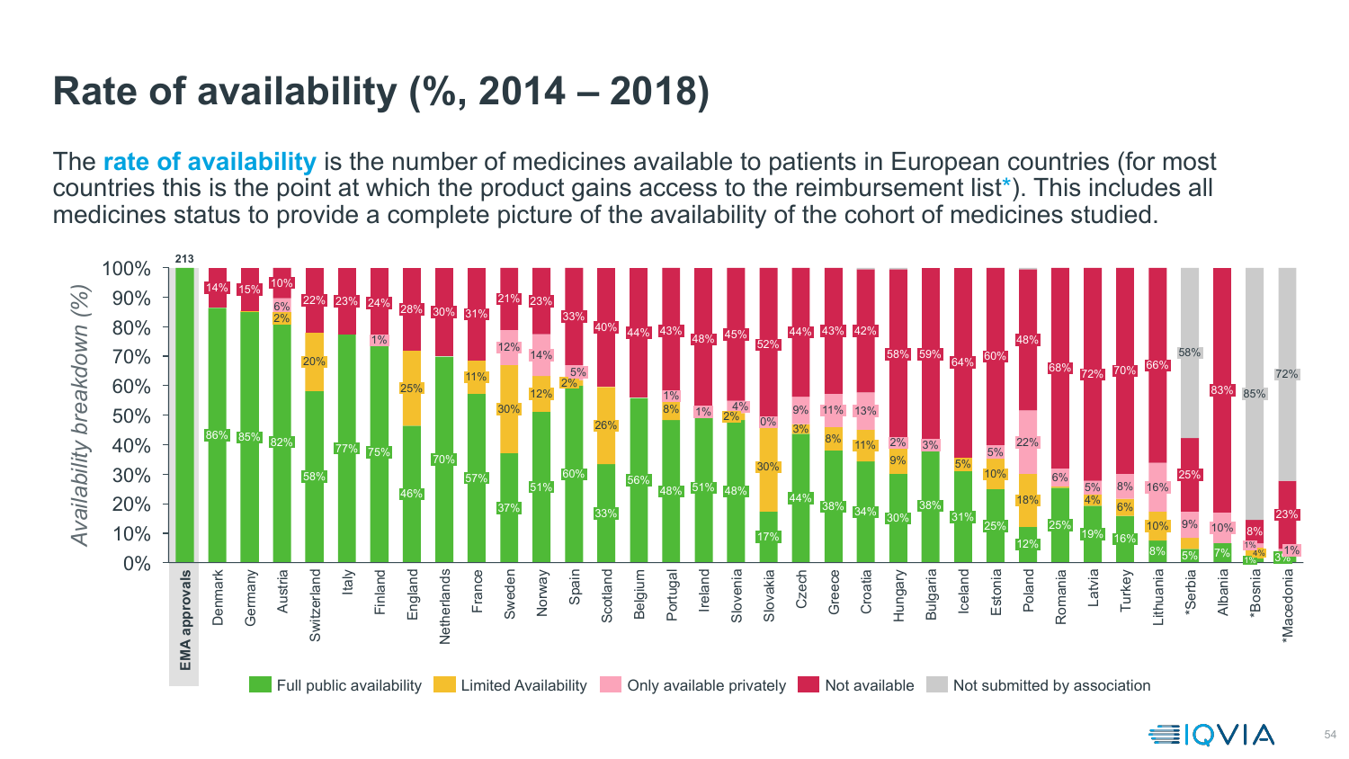# Rate of availability (%, 2014 – 2018)

The **rate of availability** is the number of medicines available to patients in European countries (for most countries this is the point at which the product gains access to the reimbursement list*). This includes all medicines status to provide a complete picture of the availability of the cohort of medicines studied.

Availability breakdown (%)

| Country | Full public availability | Limited Availability | Only available privately | Not available | Not submitted by association |
|---|---|---|---|---|---|
| **EMA approvals** | 213 | | | | |
| Denmark | 86% | | | 14% | |
| Germany | 85% | | | 15% | |
| Austria | 82% | 2% | 6% | 10% | |
| Switzerland | 58% | 20% | | 22% | |
| Italy | 77% | | | 23% | |
| Finland | 75% | | 1% | 24% | |
| England | 46% | 25% | | 28% | |
| Netherlands | 70% | | | 30% | |
| France | 57% | 11% | | 31% | |
| Sweden | 37% | 30% | 12% | 21% | |
| Norway | 51% | 12% | 14% | 23% | |
| Spain | 60% | 2% | 5% | 33% | |
| Scotland | 33% | 26% | | 40% | |
| Belgium | 56% | | | 44% | |
| Portugal | 48% | 8% | 1% | 43% | |
| Ireland | 51% | | 1% | 48% | |
| Slovenia | 48% | 2% | 4% | 45% | |
| Slovakia | 17% | 30% | 0% | 52% | |
| Czech | 44% | 3% | 9% | 44% | |
| Greece | 38% | 8% | 11% | 43% | |
| Croatia | 34% | 11% | 13% | 42% | |
| Hungary | 30% | 9% | 2% | 58% | |
| Bulgaria | 38% | | 3% | 59% | |
| Iceland | 31% | 5% | | 64% | |
| Estonia | 25% | 10% | 5% | 60% | |
| Poland | 12% | 18% | 22% | 48% | |
| Romania | 25% | | 6% | 68% | |
| Latvia | 19% | 4% | 5% | 72% | |
| Turkey | 16% | 6% | 8% | 70% | |
| Lithuania | 8% | 10% | 16% | 66% | |
| *Serbia | 5% | | 9% | 25% | 58% |
| Albania | 7% | | 10% | 83% | |
| *Bosnia | 1% | 4% | 1% | 8% | 85% |
| *Macedonia | 3% | | 1% | 23% | 72% |

Full public availability | Limited Availability | Only available privately | Not available | Not submitted by association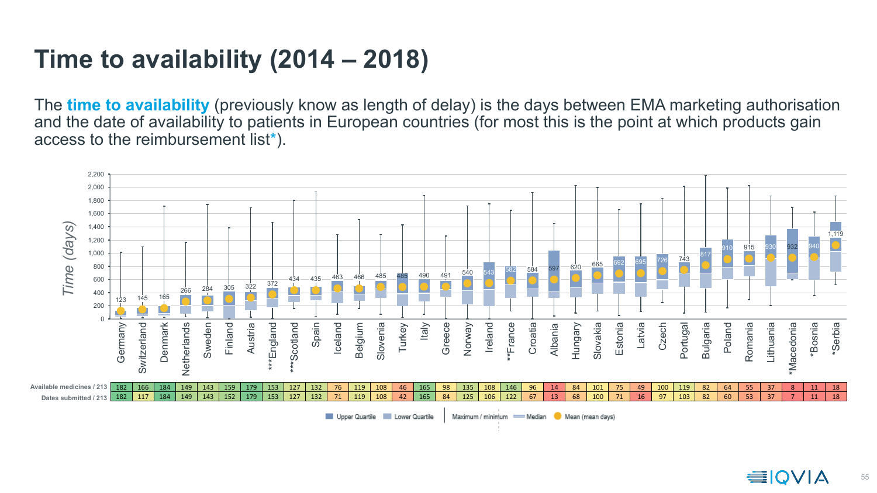# Time to availability (2014 – 2018)

The **time to availability** (previously know as length of delay) is the days between EMA marketing authorisation and the date of availability to patients in European countries (for most this is the point at which products gain access to the reimbursement list*).

| Country | Mean (days) | Available medicines / 213 | Dates submitted / 213 |
|---|---|---|---|
| Germany | 123 | 182 | 182 |
| Switzerland | 145 | 166 | 117 |
| Denmark | 165 | 184 | 184 |
| Netherlands | 266 | 149 | 149 |
| Sweden | 284 | 143 | 143 |
| Finland | 305 | 159 | 152 |
| Austria | 322 | 179 | 179 |
| ***England | 372 | 153 | 153 |
| ***Scotland | 434 | 127 | 127 |
| Spain | 435 | 132 | 132 |
| Iceland | 463 | 76 | 71 |
| Belgium | 466 | 119 | 119 |
| Slovenia | 485 | 108 | 108 |
| Turkey | 485 | 46 | 42 |
| Italy | 490 | 165 | 165 |
| Greece | 491 | 98 | 84 |
| Norway | 540 | 135 | 125 |
| Ireland | 543 | 108 | 106 |
| **France | 582 | 146 | 122 |
| Croatia | 584 | 96 | 67 |
| Albania | 597 | 14 | 13 |
| Hungary | 620 | 84 | 68 |
| Slovakia | 665 | 101 | 100 |
| Estonia | 692 | 75 | 71 |
| Latvia | 695 | 49 | 16 |
| Czech | 726 | 100 | 97 |
| Portugal | 743 | 119 | 103 |
| Bulgaria | 817 | 82 | 82 |
| Poland | 910 | 64 | 60 |
| Romania | 915 | 55 | 53 |
| Lithuania | 930 | 37 | 37 |
| *Macedonia | 932 | 8 | 7 |
| *Bosnia | 940 | 11 | 11 |
| *Serbia | 1,119 | 18 | 18 |

Legend: Upper Quartile, Lower Quartile, Maximum / minimum, Median, Mean (mean days). Y-axis: Time (days), 0–2,200.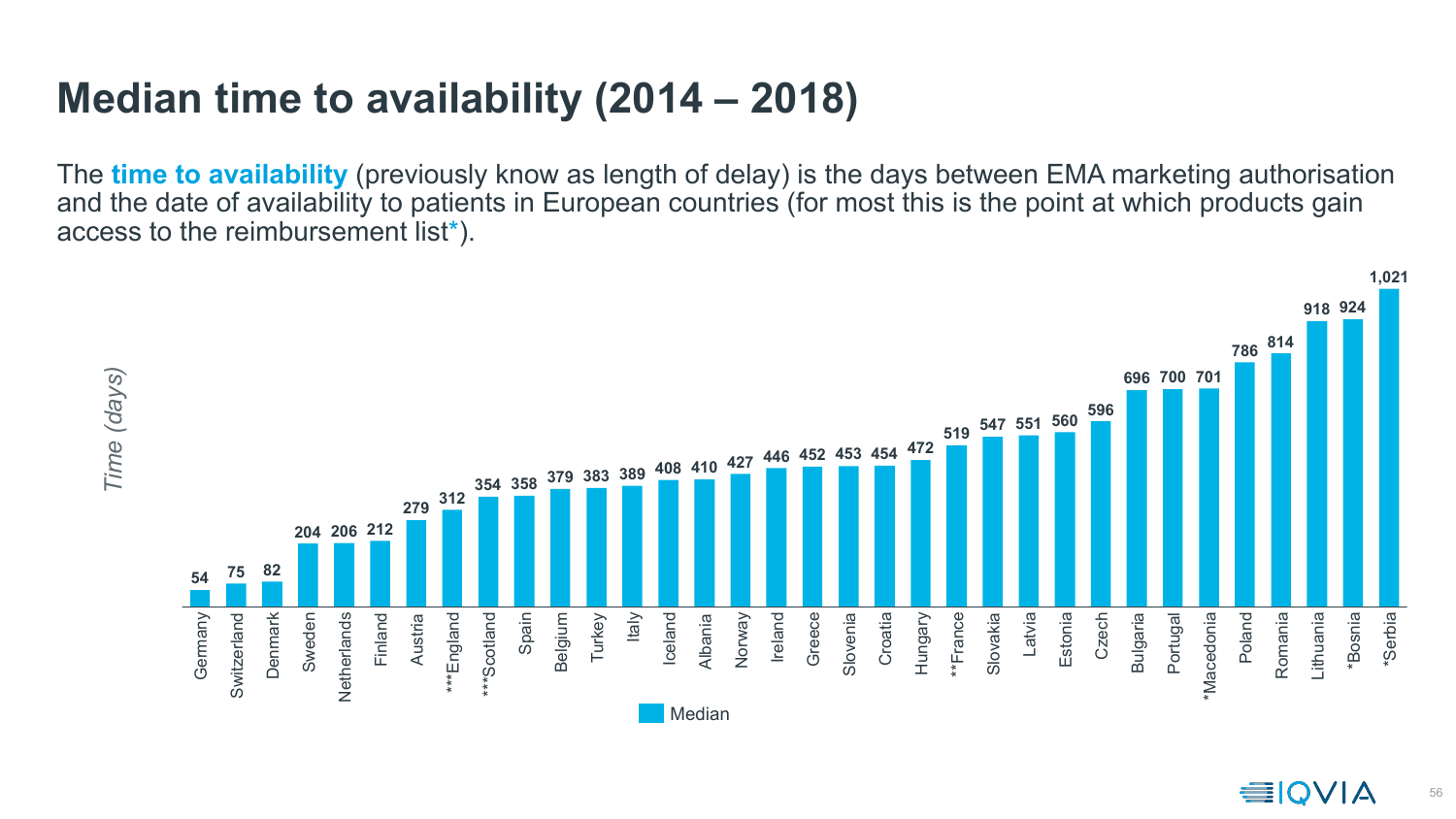# Median time to availability (2014 – 2018)

The **time to availability** (previously know as length of delay) is the days between EMA marketing authorisation and the date of availability to patients in European countries (for most this is the point at which products gain access to the reimbursement list*).

*Time (days)*

| Country | Median |
|---|---|
| Germany | 54 |
| Switzerland | 75 |
| Denmark | 82 |
| Sweden | 204 |
| Netherlands | 206 |
| Finland | 212 |
| Austria | 279 |
| ***England | 312 |
| ***Scotland | 354 |
| Spain | 358 |
| Belgium | 379 |
| Turkey | 383 |
| Italy | 389 |
| Iceland | 408 |
| Albania | 410 |
| Norway | 427 |
| Ireland | 446 |
| Greece | 452 |
| Slovenia | 453 |
| Croatia | 454 |
| Hungary | 472 |
| **France | 519 |
| Slovakia | 547 |
| Latvia | 551 |
| Estonia | 560 |
| Czech | 596 |
| Bulgaria | 696 |
| Portugal | 700 |
| *Macedonia | 701 |
| Poland | 786 |
| Romania | 814 |
| Lithuania | 918 |
| *Bosnia | 924 |
| *Serbia | 1,021 |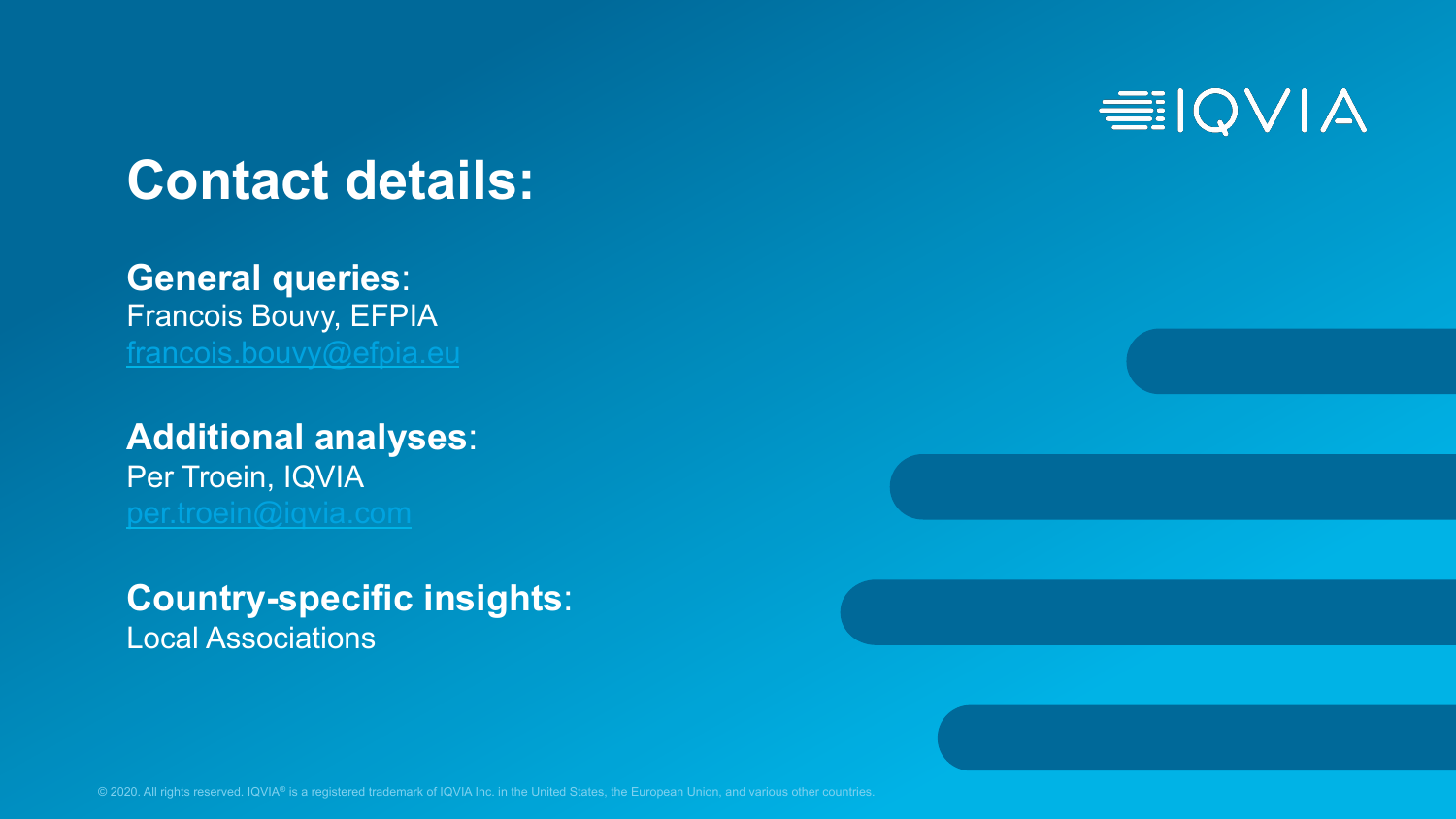# Contact details:

**General queries**:
Francois Bouvy, EFPIA
francois.bouvy@efpia.eu

**Additional analyses**:
Per Troein, IQVIA
per.troein@iqvia.com

**Country-specific insights**:
Local Associations

© 2020. All rights reserved. IQVIA® is a registered trademark of IQVIA Inc. in the United States, the European Union, and various other countries.